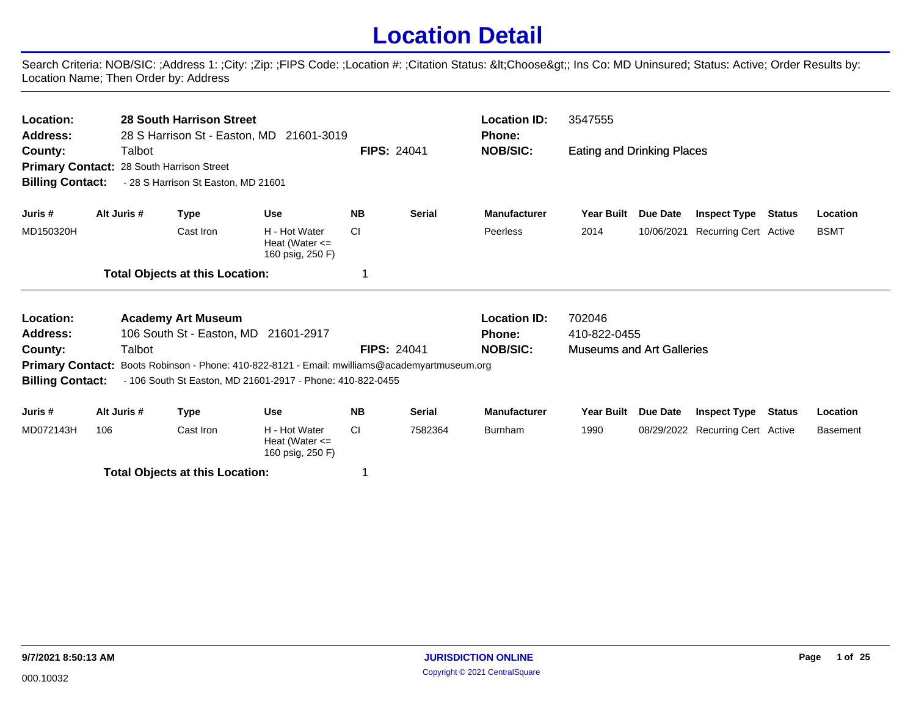# Location Detail

Search Criteria: NOB/SIC: ;Address 1: ;City: ;Zip: ;FIPS Code: ;Location #: ;Citation Status: &lt;Choose&gt;; Ins Co: MD Uninsured; Status: Active; Order Results by: Location Name; Then Order by: Address

---

**Location:** **28 South Harrison Street**
**Address:** 28 S Harrison St - Easton, MD 21601-3019
**County:** Talbot
**FIPS:** 24041
**Location ID:** 3547555
**Phone:**
**NOB/SIC:** Eating and Drinking Places
**Primary Contact:** 28 South Harrison Street
**Billing Contact:** - 28 S Harrison St Easton, MD 21601

| Juris # | Alt Juris # | Type | Use | NB | Serial | Manufacturer | Year Built | Due Date | Inspect Type | Status | Location |
|---|---|---|---|---|---|---|---|---|---|---|---|
| MD150320H | | Cast Iron | H - Hot Water Heat (Water <= 160 psig, 250 F) | CI | | Peerless | 2014 | 10/06/2021 | Recurring Cert | Active | BSMT |

**Total Objects at this Location:** 1

---

**Location:** **Academy Art Museum**
**Address:** 106 South St - Easton, MD 21601-2917
**County:** Talbot
**FIPS:** 24041
**Location ID:** 702046
**Phone:** 410-822-0455
**NOB/SIC:** Museums and Art Galleries
**Primary Contact:** Boots Robinson - Phone: 410-822-8121 - Email: mwilliams@academyartmuseum.org
**Billing Contact:** - 106 South St Easton, MD 21601-2917 - Phone: 410-822-0455

| Juris # | Alt Juris # | Type | Use | NB | Serial | Manufacturer | Year Built | Due Date | Inspect Type | Status | Location |
|---|---|---|---|---|---|---|---|---|---|---|---|
| MD072143H | 106 | Cast Iron | H - Hot Water Heat (Water <= 160 psig, 250 F) | CI | 7582364 | Burnham | 1990 | 08/29/2022 | Recurring Cert | Active | Basement |

**Total Objects at this Location:** 1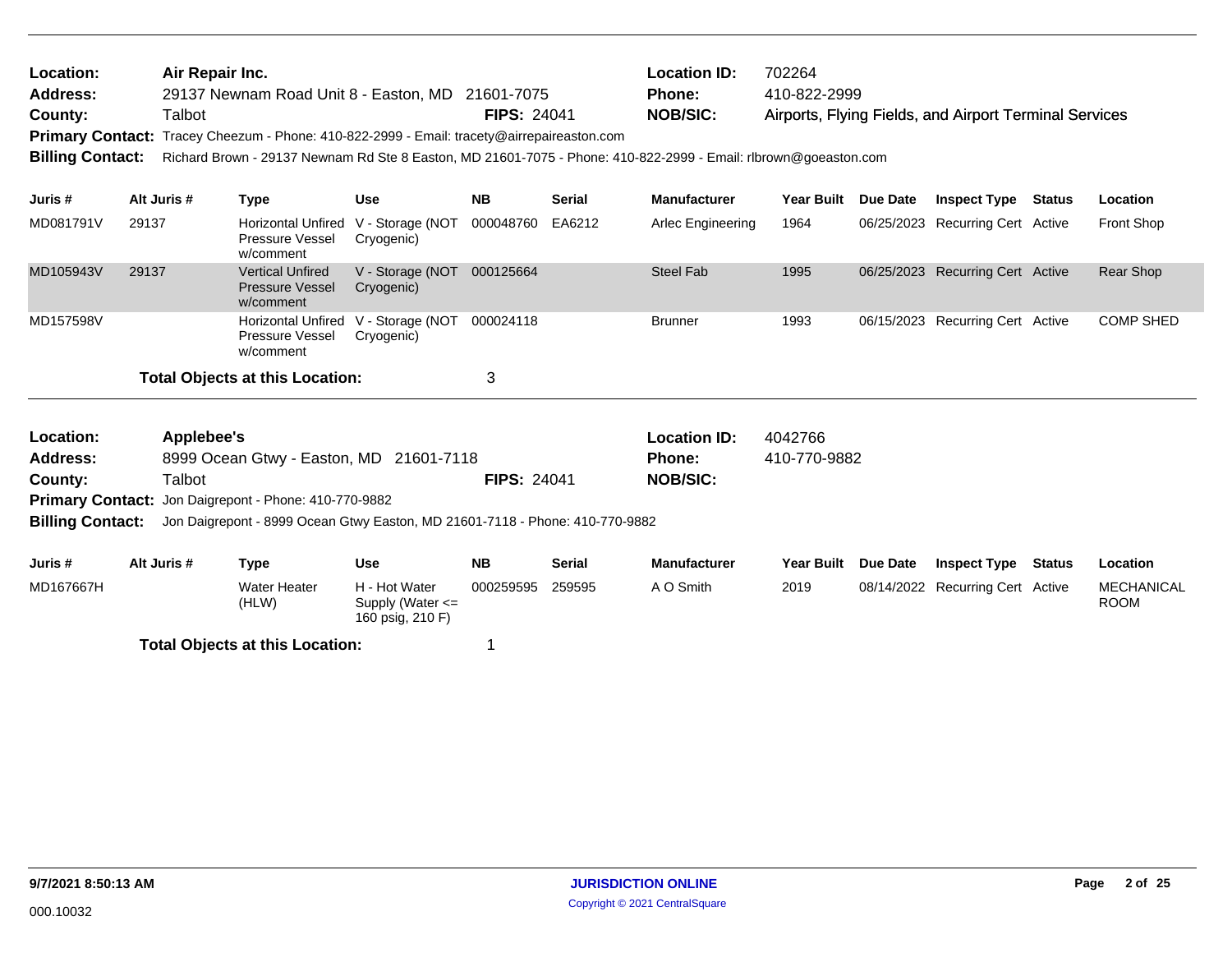**Location:** Air Repair Inc.
**Address:** 29137 Newnam Road Unit 8 - Easton, MD 21601-7075
**County:** Talbot **FIPS:** 24041
**Location ID:** 702264
**Phone:** 410-822-2999
**NOB/SIC:** Airports, Flying Fields, and Airport Terminal Services
**Primary Contact:** Tracey Cheezum - Phone: 410-822-2999 - Email: tracety@airrepaireaston.com
**Billing Contact:** Richard Brown - 29137 Newnam Rd Ste 8 Easton, MD 21601-7075 - Phone: 410-822-2999 - Email: rlbrown@goeaston.com

| Juris # | Alt Juris # | Type | Use | NB | Serial | Manufacturer | Year Built | Due Date | Inspect Type | Status | Location |
|---|---|---|---|---|---|---|---|---|---|---|---|
| MD081791V | 29137 | Horizontal Unfired Pressure Vessel w/comment | V - Storage (NOT Cryogenic) | 000048760 | EA6212 | Arlec Engineering | 1964 | 06/25/2023 | Recurring Cert | Active | Front Shop |
| MD105943V | 29137 | Vertical Unfired Pressure Vessel w/comment | V - Storage (NOT Cryogenic) | 000125664 | | Steel Fab | 1995 | 06/25/2023 | Recurring Cert | Active | Rear Shop |
| MD157598V | | Horizontal Unfired Pressure Vessel w/comment | V - Storage (NOT Cryogenic) | 000024118 | | Brunner | 1993 | 06/15/2023 | Recurring Cert | Active | COMP SHED |

**Total Objects at this Location:** 3

**Location:** Applebee's
**Address:** 8999 Ocean Gtwy - Easton, MD 21601-7118
**County:** Talbot **FIPS:** 24041
**Location ID:** 4042766
**Phone:** 410-770-9882
**NOB/SIC:**
**Primary Contact:** Jon Daigrepont - Phone: 410-770-9882
**Billing Contact:** Jon Daigrepont - 8999 Ocean Gtwy Easton, MD 21601-7118 - Phone: 410-770-9882

| Juris # | Alt Juris # | Type | Use | NB | Serial | Manufacturer | Year Built | Due Date | Inspect Type | Status | Location |
|---|---|---|---|---|---|---|---|---|---|---|---|
| MD167667H | | Water Heater (HLW) | H - Hot Water Supply (Water <= 160 psig, 210 F) | 000259595 | 259595 | A O Smith | 2019 | 08/14/2022 | Recurring Cert | Active | MECHANICAL ROOM |

**Total Objects at this Location:** 1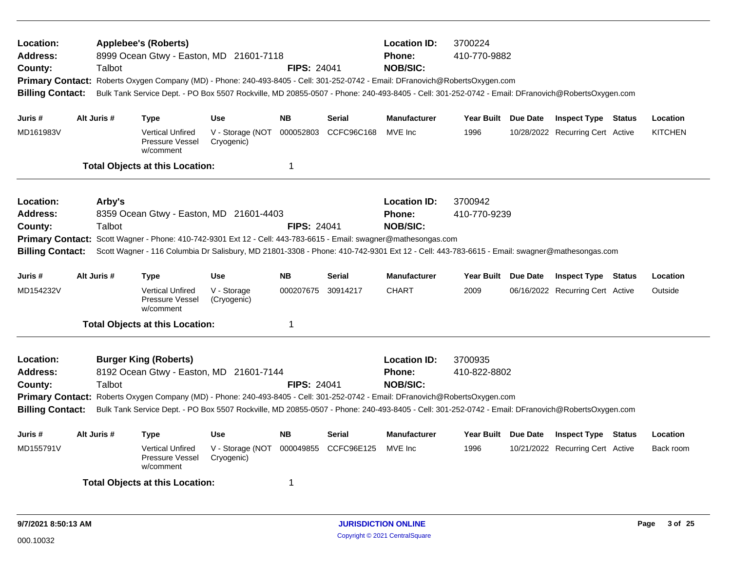**Location:** Applebee's (Roberts) **Location ID:** 3700224
**Address:** 8999 Ocean Gtwy - Easton, MD 21601-7118 **Phone:** 410-770-9882
**County:** Talbot **FIPS:** 24041 **NOB/SIC:**
**Primary Contact:** Roberts Oxygen Company (MD) - Phone: 240-493-8405 - Cell: 301-252-0742 - Email: DFranovich@RobertsOxygen.com
**Billing Contact:** Bulk Tank Service Dept. - PO Box 5507 Rockville, MD 20855-0507 - Phone: 240-493-8405 - Cell: 301-252-0742 - Email: DFranovich@RobertsOxygen.com

| Juris # | Alt Juris # | Type | Use | NB | Serial | Manufacturer | Year Built | Due Date | Inspect Type | Status | Location |
|---|---|---|---|---|---|---|---|---|---|---|---|
| MD161983V | | Vertical Unfired Pressure Vessel w/comment | V - Storage (NOT Cryogenic) | 000052803 | CCFC96C168 | MVE Inc | 1996 | 10/28/2022 | Recurring Cert | Active | KITCHEN |

**Total Objects at this Location:** 1

---

**Location:** Arby's **Location ID:** 3700942
**Address:** 8359 Ocean Gtwy - Easton, MD 21601-4403 **Phone:** 410-770-9239
**County:** Talbot **FIPS:** 24041 **NOB/SIC:**
**Primary Contact:** Scott Wagner - Phone: 410-742-9301 Ext 12 - Cell: 443-783-6615 - Email: swagner@mathesongas.com
**Billing Contact:** Scott Wagner - 116 Columbia Dr Salisbury, MD 21801-3308 - Phone: 410-742-9301 Ext 12 - Cell: 443-783-6615 - Email: swagner@mathesongas.com

| Juris # | Alt Juris # | Type | Use | NB | Serial | Manufacturer | Year Built | Due Date | Inspect Type | Status | Location |
|---|---|---|---|---|---|---|---|---|---|---|---|
| MD154232V | | Vertical Unfired Pressure Vessel w/comment | V - Storage (Cryogenic) | 000207675 | 30914217 | CHART | 2009 | 06/16/2022 | Recurring Cert | Active | Outside |

**Total Objects at this Location:** 1

---

**Location:** Burger King (Roberts) **Location ID:** 3700935
**Address:** 8192 Ocean Gtwy - Easton, MD 21601-7144 **Phone:** 410-822-8802
**County:** Talbot **FIPS:** 24041 **NOB/SIC:**
**Primary Contact:** Roberts Oxygen Company (MD) - Phone: 240-493-8405 - Cell: 301-252-0742 - Email: DFranovich@RobertsOxygen.com
**Billing Contact:** Bulk Tank Service Dept. - PO Box 5507 Rockville, MD 20855-0507 - Phone: 240-493-8405 - Cell: 301-252-0742 - Email: DFranovich@RobertsOxygen.com

| Juris # | Alt Juris # | Type | Use | NB | Serial | Manufacturer | Year Built | Due Date | Inspect Type | Status | Location |
|---|---|---|---|---|---|---|---|---|---|---|---|
| MD155791V | | Vertical Unfired Pressure Vessel w/comment | V - Storage (NOT Cryogenic) | 000049855 | CCFC96E125 | MVE Inc | 1996 | 10/21/2022 | Recurring Cert | Active | Back room |

**Total Objects at this Location:** 1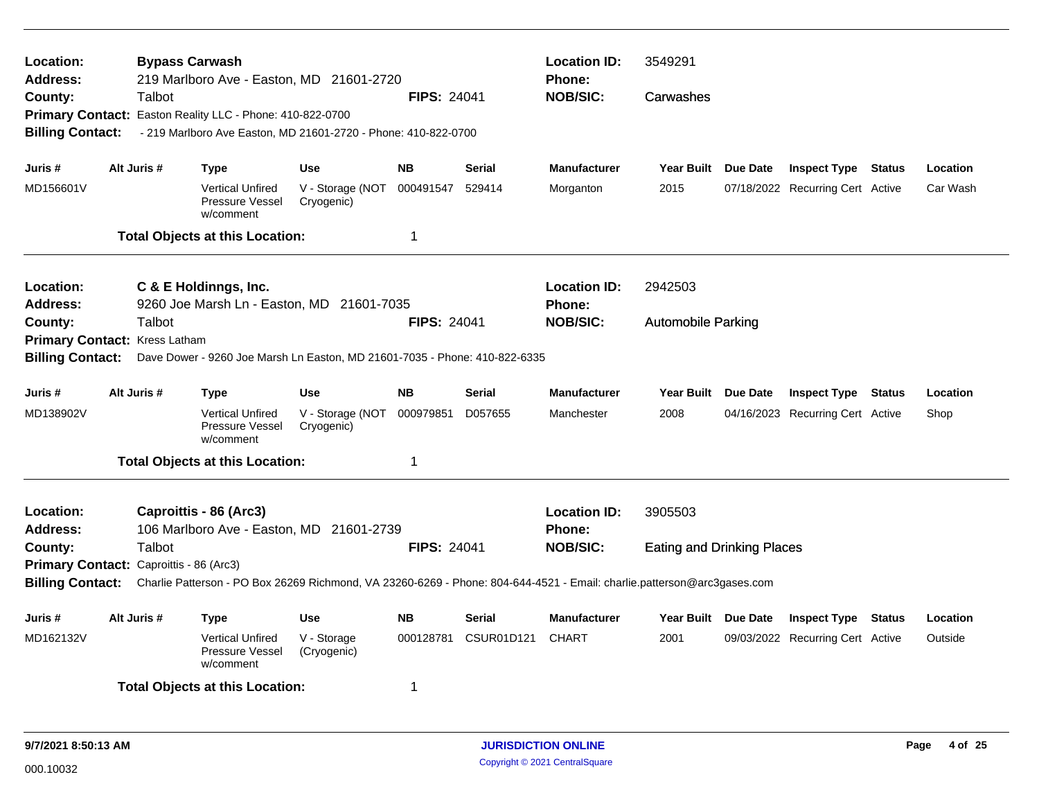**Location:** Bypass Carwash
**Address:** 219 Marlboro Ave - Easton, MD 21601-2720
**County:** Talbot
**FIPS:** 24041
**Location ID:** 3549291
**Phone:**
**NOB/SIC:** Carwashes
**Primary Contact:** Easton Reality LLC - Phone: 410-822-0700
**Billing Contact:** - 219 Marlboro Ave Easton, MD 21601-2720 - Phone: 410-822-0700

| Juris # | Alt Juris # | Type | Use | NB | Serial | Manufacturer | Year Built | Due Date | Inspect Type | Status | Location |
|---|---|---|---|---|---|---|---|---|---|---|---|
| MD156601V | | Vertical Unfired Pressure Vessel w/comment | V - Storage (NOT Cryogenic) | 000491547 | 529414 | Morganton | 2015 | 07/18/2022 | Recurring Cert | Active | Car Wash |

**Total Objects at this Location:** 1

---

**Location:** C & E Holdinngs, Inc.
**Address:** 9260 Joe Marsh Ln - Easton, MD 21601-7035
**County:** Talbot
**FIPS:** 24041
**Location ID:** 2942503
**Phone:**
**NOB/SIC:** Automobile Parking
**Primary Contact:** Kress Latham
**Billing Contact:** Dave Dower - 9260 Joe Marsh Ln Easton, MD 21601-7035 - Phone: 410-822-6335

| Juris # | Alt Juris # | Type | Use | NB | Serial | Manufacturer | Year Built | Due Date | Inspect Type | Status | Location |
|---|---|---|---|---|---|---|---|---|---|---|---|
| MD138902V | | Vertical Unfired Pressure Vessel w/comment | V - Storage (NOT Cryogenic) | 000979851 | D057655 | Manchester | 2008 | 04/16/2023 | Recurring Cert | Active | Shop |

**Total Objects at this Location:** 1

---

**Location:** Caproittis - 86 (Arc3)
**Address:** 106 Marlboro Ave - Easton, MD 21601-2739
**County:** Talbot
**FIPS:** 24041
**Location ID:** 3905503
**Phone:**
**NOB/SIC:** Eating and Drinking Places
**Primary Contact:** Caproittis - 86 (Arc3)
**Billing Contact:** Charlie Patterson - PO Box 26269 Richmond, VA 23260-6269 - Phone: 804-644-4521 - Email: charlie.patterson@arc3gases.com

| Juris # | Alt Juris # | Type | Use | NB | Serial | Manufacturer | Year Built | Due Date | Inspect Type | Status | Location |
|---|---|---|---|---|---|---|---|---|---|---|---|
| MD162132V | | Vertical Unfired Pressure Vessel w/comment | V - Storage (Cryogenic) | 000128781 | CSUR01D121 | CHART | 2001 | 09/03/2022 | Recurring Cert | Active | Outside |

**Total Objects at this Location:** 1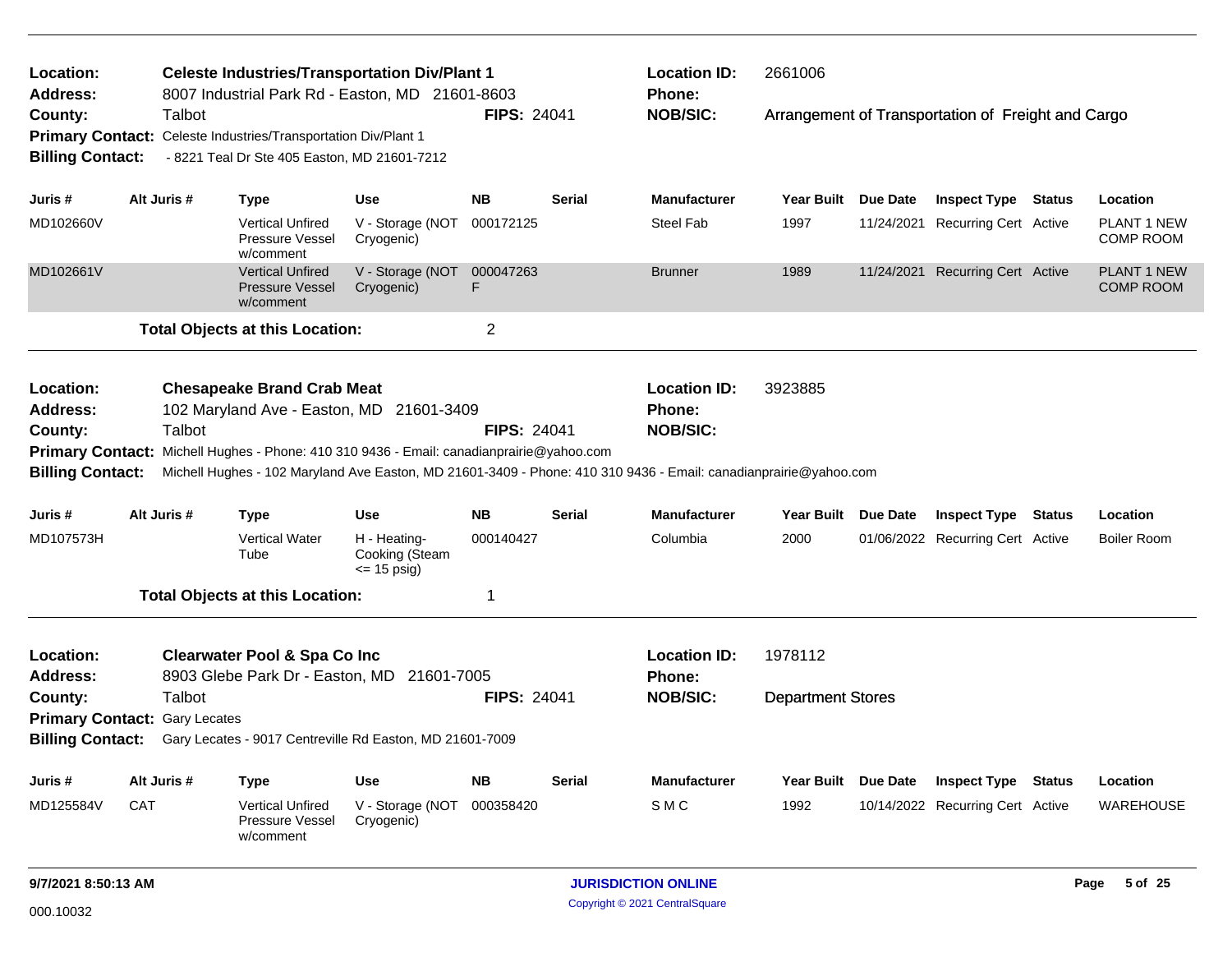**Location:** Celeste Industries/Transportation Div/Plant 1
**Location ID:** 2661006
**Address:** 8007 Industrial Park Rd - Easton, MD 21601-8603
**Phone:**
**County:** Talbot
**FIPS:** 24041
**NOB/SIC:** Arrangement of Transportation of Freight and Cargo
**Primary Contact:** Celeste Industries/Transportation Div/Plant 1
**Billing Contact:** - 8221 Teal Dr Ste 405 Easton, MD 21601-7212

| Juris # | Alt Juris # | Type | Use | NB | Serial | Manufacturer | Year Built | Due Date | Inspect Type | Status | Location |
|---|---|---|---|---|---|---|---|---|---|---|---|
| MD102660V | | Vertical Unfired Pressure Vessel w/comment | V - Storage (NOT Cryogenic) | 000172125 | | Steel Fab | 1997 | 11/24/2021 | Recurring Cert | Active | PLANT 1 NEW COMP ROOM |
| MD102661V | | Vertical Unfired Pressure Vessel w/comment | V - Storage (NOT Cryogenic) | 000047263F | | Brunner | 1989 | 11/24/2021 | Recurring Cert | Active | PLANT 1 NEW COMP ROOM |

**Total Objects at this Location:** 2

---

**Location:** Chesapeake Brand Crab Meat
**Location ID:** 3923885
**Address:** 102 Maryland Ave - Easton, MD 21601-3409
**Phone:**
**County:** Talbot
**FIPS:** 24041
**NOB/SIC:**
**Primary Contact:** Michell Hughes - Phone: 410 310 9436 - Email: canadianprairie@yahoo.com
**Billing Contact:** Michell Hughes - 102 Maryland Ave Easton, MD 21601-3409 - Phone: 410 310 9436 - Email: canadianprairie@yahoo.com

| Juris # | Alt Juris # | Type | Use | NB | Serial | Manufacturer | Year Built | Due Date | Inspect Type | Status | Location |
|---|---|---|---|---|---|---|---|---|---|---|---|
| MD107573H | | Vertical Water Tube | H - Heating-Cooking (Steam <= 15 psig) | 000140427 | | Columbia | 2000 | 01/06/2022 | Recurring Cert | Active | Boiler Room |

**Total Objects at this Location:** 1

---

**Location:** Clearwater Pool & Spa Co Inc
**Location ID:** 1978112
**Address:** 8903 Glebe Park Dr - Easton, MD 21601-7005
**Phone:**
**County:** Talbot
**FIPS:** 24041
**NOB/SIC:** Department Stores
**Primary Contact:** Gary Lecates
**Billing Contact:** Gary Lecates - 9017 Centreville Rd Easton, MD 21601-7009

| Juris # | Alt Juris # | Type | Use | NB | Serial | Manufacturer | Year Built | Due Date | Inspect Type | Status | Location |
|---|---|---|---|---|---|---|---|---|---|---|---|
| MD125584V | CAT | Vertical Unfired Pressure Vessel w/comment | V - Storage (NOT Cryogenic) | 000358420 | | S M C | 1992 | 10/14/2022 | Recurring Cert | Active | WAREHOUSE |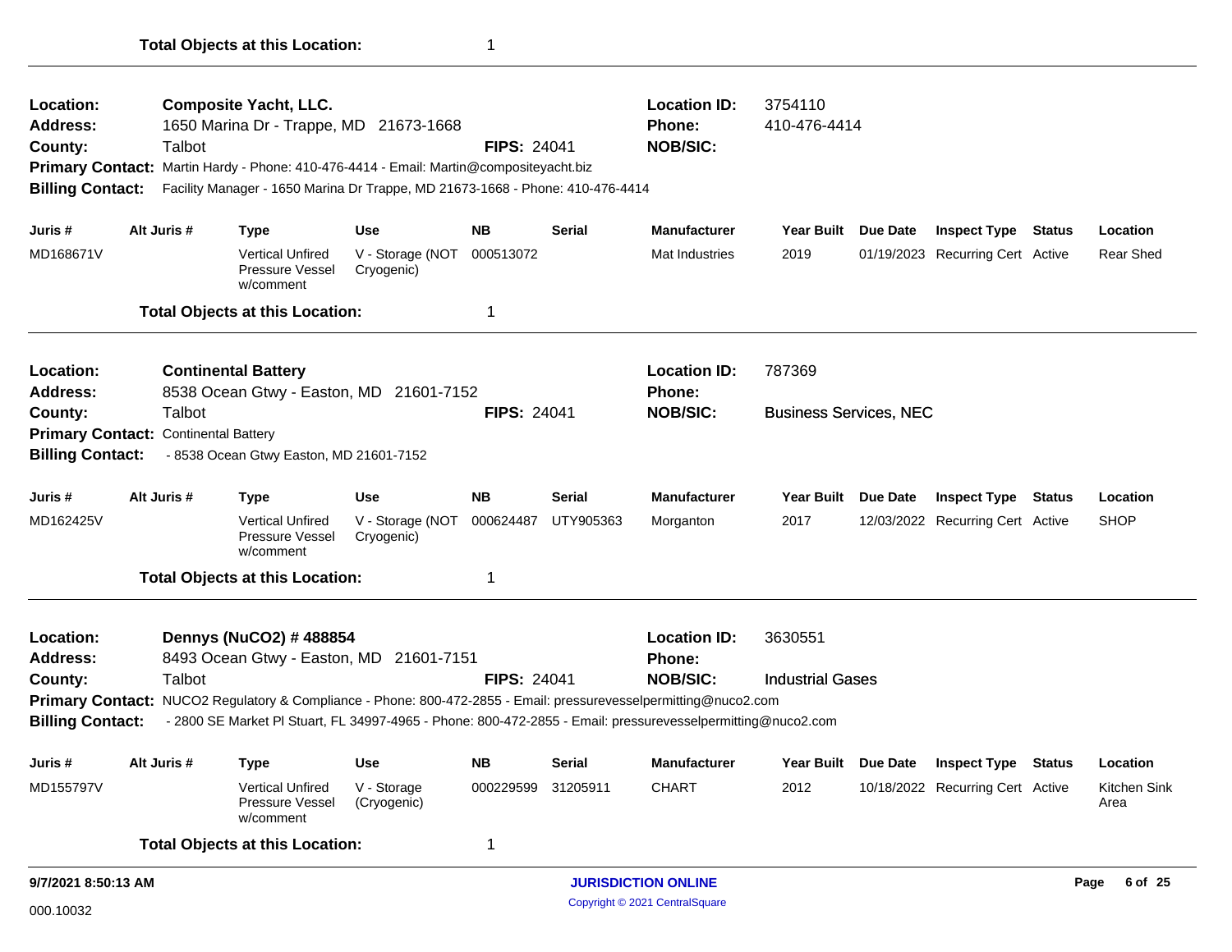**Total Objects at this Location:** 1

---

**Location:** **Composite Yacht, LLC.** | **Location ID:** 3754110
**Address:** 1650 Marina Dr - Trappe, MD 21673-1668 | **Phone:** 410-476-4414
**County:** Talbot | **FIPS:** 24041 | **NOB/SIC:**
**Primary Contact:** Martin Hardy - Phone: 410-476-4414 - Email: Martin@compositeyacht.biz
**Billing Contact:** Facility Manager - 1650 Marina Dr Trappe, MD 21673-1668 - Phone: 410-476-4414

| Juris # | Alt Juris # | Type | Use | NB | Serial | Manufacturer | Year Built | Due Date | Inspect Type | Status | Location |
|---|---|---|---|---|---|---|---|---|---|---|---|
| MD168671V | | Vertical Unfired Pressure Vessel w/comment | V - Storage (NOT Cryogenic) | 000513072 | | Mat Industries | 2019 | 01/19/2023 | Recurring Cert | Active | Rear Shed |

**Total Objects at this Location:** 1

---

**Location:** **Continental Battery** | **Location ID:** 787369
**Address:** 8538 Ocean Gtwy - Easton, MD 21601-7152 | **Phone:**
**County:** Talbot | **FIPS:** 24041 | **NOB/SIC:** Business Services, NEC
**Primary Contact:** Continental Battery
**Billing Contact:** - 8538 Ocean Gtwy Easton, MD 21601-7152

| Juris # | Alt Juris # | Type | Use | NB | Serial | Manufacturer | Year Built | Due Date | Inspect Type | Status | Location |
|---|---|---|---|---|---|---|---|---|---|---|---|
| MD162425V | | Vertical Unfired Pressure Vessel w/comment | V - Storage (NOT Cryogenic) | 000624487 | UTY905363 | Morganton | 2017 | 12/03/2022 | Recurring Cert | Active | SHOP |

**Total Objects at this Location:** 1

---

**Location:** **Dennys (NuCO2) # 488854** | **Location ID:** 3630551
**Address:** 8493 Ocean Gtwy - Easton, MD 21601-7151 | **Phone:**
**County:** Talbot | **FIPS:** 24041 | **NOB/SIC:** Industrial Gases
**Primary Contact:** NUCO2 Regulatory & Compliance - Phone: 800-472-2855 - Email: pressurevesselpermitting@nuco2.com
**Billing Contact:** - 2800 SE Market Pl Stuart, FL 34997-4965 - Phone: 800-472-2855 - Email: pressurevesselpermitting@nuco2.com

| Juris # | Alt Juris # | Type | Use | NB | Serial | Manufacturer | Year Built | Due Date | Inspect Type | Status | Location |
|---|---|---|---|---|---|---|---|---|---|---|---|
| MD155797V | | Vertical Unfired Pressure Vessel w/comment | V - Storage (Cryogenic) | 000229599 | 31205911 | CHART | 2012 | 10/18/2022 | Recurring Cert | Active | Kitchen Sink Area |

**Total Objects at this Location:** 1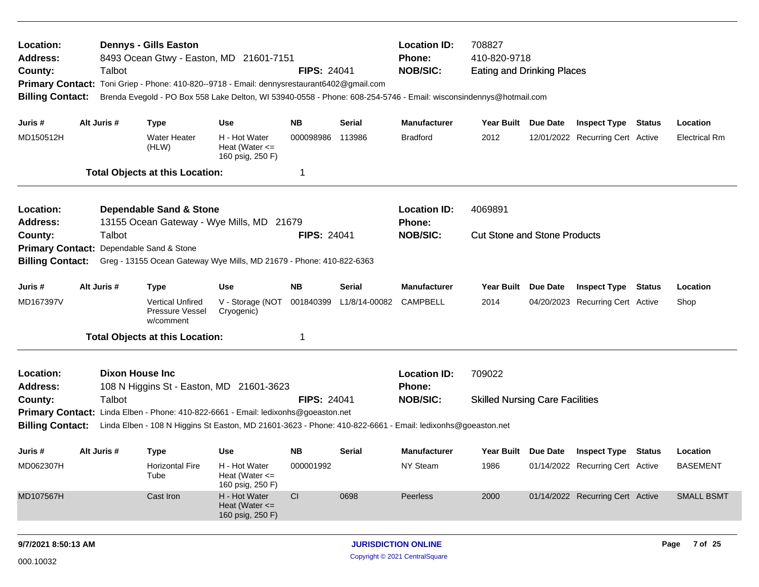**Location:** Dennys - Gills Easton
**Address:** 8493 Ocean Gtwy - Easton, MD 21601-7151
**County:** Talbot
**FIPS:** 24041
**Location ID:** 708827
**Phone:** 410-820-9718
**NOB/SIC:** Eating and Drinking Places
**Primary Contact:** Toni Griep - Phone: 410-820--9718 - Email: dennysrestaurant6402@gmail.com
**Billing Contact:** Brenda Evegold - PO Box 558 Lake Delton, WI 53940-0558 - Phone: 608-254-5746 - Email: wisconsindennys@hotmail.com

| Juris # | Alt Juris # | Type | Use | NB | Serial | Manufacturer | Year Built | Due Date | Inspect Type | Status | Location |
|---|---|---|---|---|---|---|---|---|---|---|---|
| MD150512H | | Water Heater (HLW) | H - Hot Water Heat (Water <= 160 psig, 250 F) | 000098986 | 113986 | Bradford | 2012 | 12/01/2022 | Recurring Cert | Active | Electrical Rm |

**Total Objects at this Location:** 1

---

**Location:** Dependable Sand & Stone
**Address:** 13155 Ocean Gateway - Wye Mills, MD 21679
**County:** Talbot
**FIPS:** 24041
**Location ID:** 4069891
**Phone:**
**NOB/SIC:** Cut Stone and Stone Products
**Primary Contact:** Dependable Sand & Stone
**Billing Contact:** Greg - 13155 Ocean Gateway Wye Mills, MD 21679 - Phone: 410-822-6363

| Juris # | Alt Juris # | Type | Use | NB | Serial | Manufacturer | Year Built | Due Date | Inspect Type | Status | Location |
|---|---|---|---|---|---|---|---|---|---|---|---|
| MD167397V | | Vertical Unfired Pressure Vessel w/comment | V - Storage (NOT Cryogenic) | 001840399 | L1/8/14-00082 | CAMPBELL | 2014 | 04/20/2023 | Recurring Cert | Active | Shop |

**Total Objects at this Location:** 1

---

**Location:** Dixon House Inc
**Address:** 108 N Higgins St - Easton, MD 21601-3623
**County:** Talbot
**FIPS:** 24041
**Location ID:** 709022
**Phone:**
**NOB/SIC:** Skilled Nursing Care Facilities
**Primary Contact:** Linda Elben - Phone: 410-822-6661 - Email: ledixonhs@goeaston.net
**Billing Contact:** Linda Elben - 108 N Higgins St Easton, MD 21601-3623 - Phone: 410-822-6661 - Email: ledixonhs@goeaston.net

| Juris # | Alt Juris # | Type | Use | NB | Serial | Manufacturer | Year Built | Due Date | Inspect Type | Status | Location |
|---|---|---|---|---|---|---|---|---|---|---|---|
| MD062307H | | Horizontal Fire Tube | H - Hot Water Heat (Water <= 160 psig, 250 F) | 000001992 | | NY Steam | 1986 | 01/14/2022 | Recurring Cert | Active | BASEMENT |
| MD107567H | | Cast Iron | H - Hot Water Heat (Water <= 160 psig, 250 F) | CI | 0698 | Peerless | 2000 | 01/14/2022 | Recurring Cert | Active | SMALL BSMT |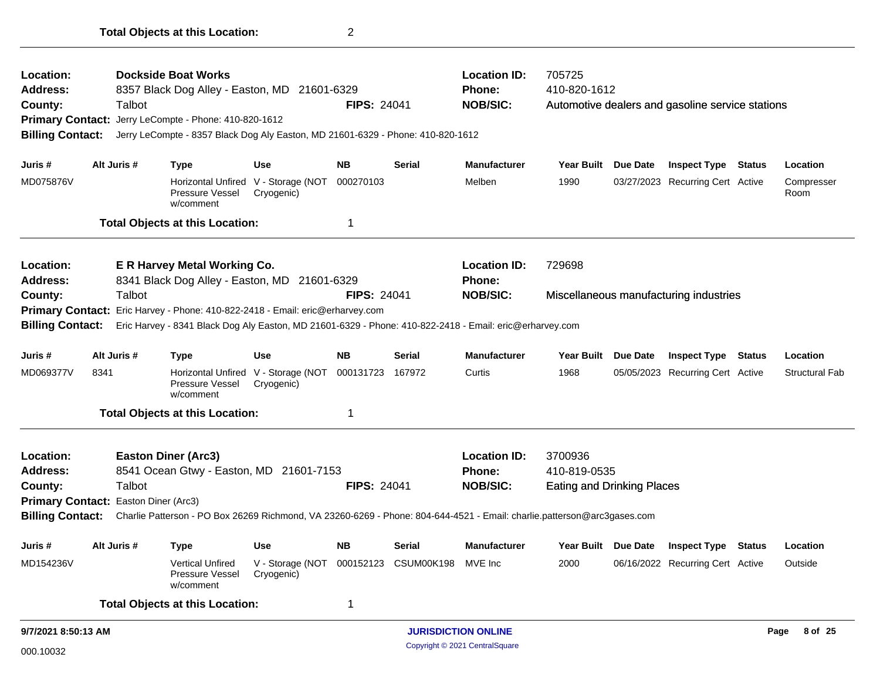**Total Objects at this Location:** 2

---

**Location:** Dockside Boat Works
**Address:** 8357 Black Dog Alley - Easton, MD 21601-6329
**County:** Talbot **FIPS:** 24041
**Location ID:** 705725
**Phone:** 410-820-1612
**NOB/SIC:** Automotive dealers and gasoline service stations
**Primary Contact:** Jerry LeCompte - Phone: 410-820-1612
**Billing Contact:** Jerry LeCompte - 8357 Black Dog Aly Easton, MD 21601-6329 - Phone: 410-820-1612

| Juris # | Alt Juris # | Type | Use | NB | Serial | Manufacturer | Year Built | Due Date | Inspect Type | Status | Location |
|---|---|---|---|---|---|---|---|---|---|---|---|
| MD075876V | | Horizontal Unfired Pressure Vessel w/comment | V - Storage (NOT Cryogenic) | 000270103 | | Melben | 1990 | 03/27/2023 | Recurring Cert | Active | Compresser Room |

**Total Objects at this Location:** 1

---

**Location:** E R Harvey Metal Working Co.
**Address:** 8341 Black Dog Alley - Easton, MD 21601-6329
**County:** Talbot **FIPS:** 24041
**Location ID:** 729698
**Phone:**
**NOB/SIC:** Miscellaneous manufacturing industries
**Primary Contact:** Eric Harvey - Phone: 410-822-2418 - Email: eric@erharvey.com
**Billing Contact:** Eric Harvey - 8341 Black Dog Aly Easton, MD 21601-6329 - Phone: 410-822-2418 - Email: eric@erharvey.com

| Juris # | Alt Juris # | Type | Use | NB | Serial | Manufacturer | Year Built | Due Date | Inspect Type | Status | Location |
|---|---|---|---|---|---|---|---|---|---|---|---|
| MD069377V | 8341 | Horizontal Unfired Pressure Vessel w/comment | V - Storage (NOT Cryogenic) | 000131723 | 167972 | Curtis | 1968 | 05/05/2023 | Recurring Cert | Active | Structural Fab |

**Total Objects at this Location:** 1

---

**Location:** Easton Diner (Arc3)
**Address:** 8541 Ocean Gtwy - Easton, MD 21601-7153
**County:** Talbot **FIPS:** 24041
**Location ID:** 3700936
**Phone:** 410-819-0535
**NOB/SIC:** Eating and Drinking Places
**Primary Contact:** Easton Diner (Arc3)
**Billing Contact:** Charlie Patterson - PO Box 26269 Richmond, VA 23260-6269 - Phone: 804-644-4521 - Email: charlie.patterson@arc3gases.com

| Juris # | Alt Juris # | Type | Use | NB | Serial | Manufacturer | Year Built | Due Date | Inspect Type | Status | Location |
|---|---|---|---|---|---|---|---|---|---|---|---|
| MD154236V | | Vertical Unfired Pressure Vessel w/comment | V - Storage (NOT Cryogenic) | 000152123 | CSUM00K198 | MVE Inc | 2000 | 06/16/2022 | Recurring Cert | Active | Outside |

**Total Objects at this Location:** 1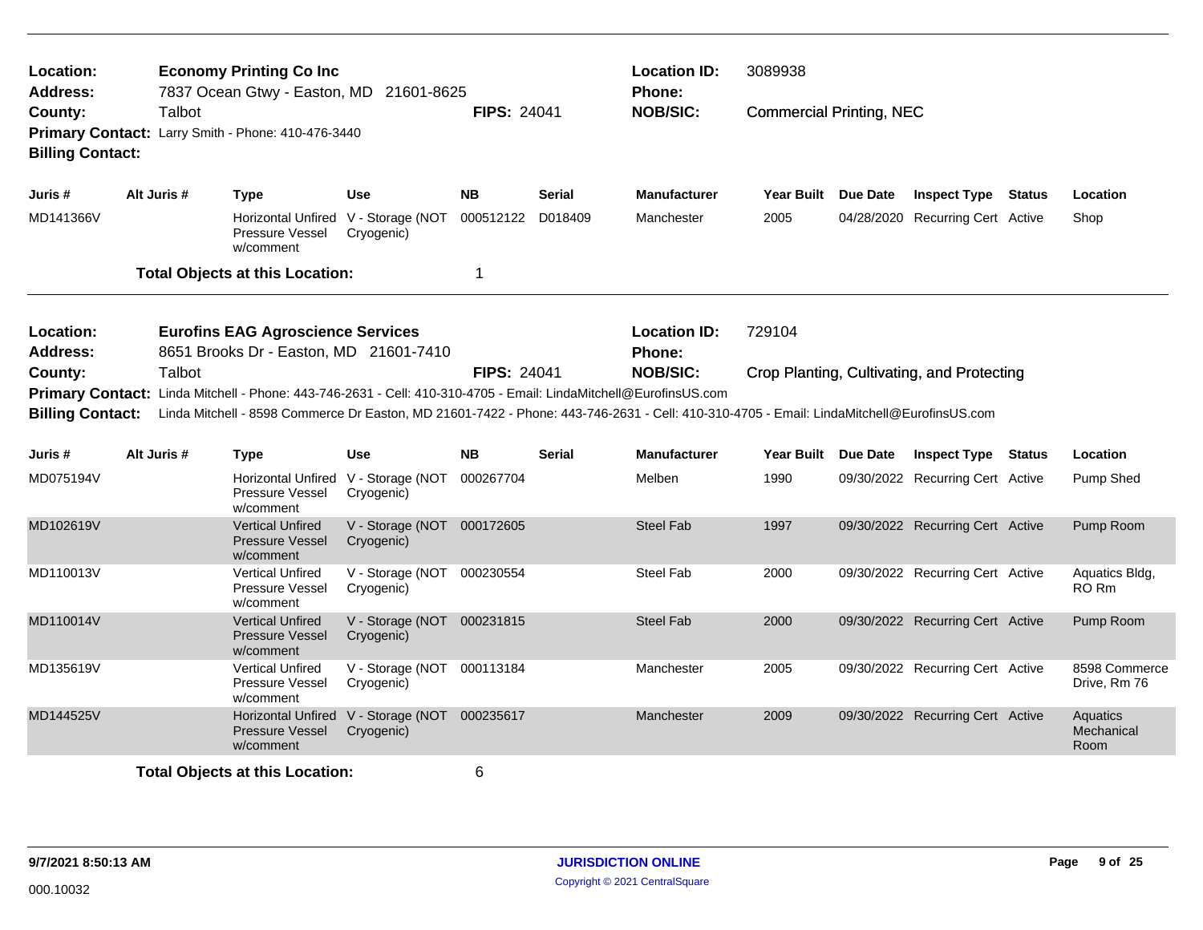**Location:** **Economy Printing Co Inc**
**Address:** 7837 Ocean Gtwy - Easton, MD 21601-8625
**County:** Talbot **FIPS:** 24041
**Primary Contact:** Larry Smith - Phone: 410-476-3440
**Billing Contact:**

**Location ID:** 3089938
**Phone:**
**NOB/SIC:** Commercial Printing, NEC

| Juris # | Alt Juris # | Type | Use | NB | Serial | Manufacturer | Year Built | Due Date | Inspect Type | Status | Location |
|---|---|---|---|---|---|---|---|---|---|---|---|
| MD141366V | | Horizontal Unfired Pressure Vessel w/comment | V - Storage (NOT Cryogenic) | 000512122 | D018409 | Manchester | 2005 | 04/28/2020 | Recurring Cert | Active | Shop |

**Total Objects at this Location:** 1

---

**Location:** **Eurofins EAG Agroscience Services**
**Address:** 8651 Brooks Dr - Easton, MD 21601-7410
**County:** Talbot **FIPS:** 24041
**Primary Contact:** Linda Mitchell - Phone: 443-746-2631 - Cell: 410-310-4705 - Email: LindaMitchell@EurofinsUS.com
**Billing Contact:** Linda Mitchell - 8598 Commerce Dr Easton, MD 21601-7422 - Phone: 443-746-2631 - Cell: 410-310-4705 - Email: LindaMitchell@EurofinsUS.com

**Location ID:** 729104
**Phone:**
**NOB/SIC:** Crop Planting, Cultivating, and Protecting

| Juris # | Alt Juris # | Type | Use | NB | Serial | Manufacturer | Year Built | Due Date | Inspect Type | Status | Location |
|---|---|---|---|---|---|---|---|---|---|---|---|
| MD075194V | | Horizontal Unfired Pressure Vessel w/comment | V - Storage (NOT Cryogenic) | 000267704 | | Melben | 1990 | 09/30/2022 | Recurring Cert | Active | Pump Shed |
| MD102619V | | Vertical Unfired Pressure Vessel w/comment | V - Storage (NOT Cryogenic) | 000172605 | | Steel Fab | 1997 | 09/30/2022 | Recurring Cert | Active | Pump Room |
| MD110013V | | Vertical Unfired Pressure Vessel w/comment | V - Storage (NOT Cryogenic) | 000230554 | | Steel Fab | 2000 | 09/30/2022 | Recurring Cert | Active | Aquatics Bldg, RO Rm |
| MD110014V | | Vertical Unfired Pressure Vessel w/comment | V - Storage (NOT Cryogenic) | 000231815 | | Steel Fab | 2000 | 09/30/2022 | Recurring Cert | Active | Pump Room |
| MD135619V | | Vertical Unfired Pressure Vessel w/comment | V - Storage (NOT Cryogenic) | 000113184 | | Manchester | 2005 | 09/30/2022 | Recurring Cert | Active | 8598 Commerce Drive, Rm 76 |
| MD144525V | | Horizontal Unfired Pressure Vessel w/comment | V - Storage (NOT Cryogenic) | 000235617 | | Manchester | 2009 | 09/30/2022 | Recurring Cert | Active | Aquatics Mechanical Room |

**Total Objects at this Location:** 6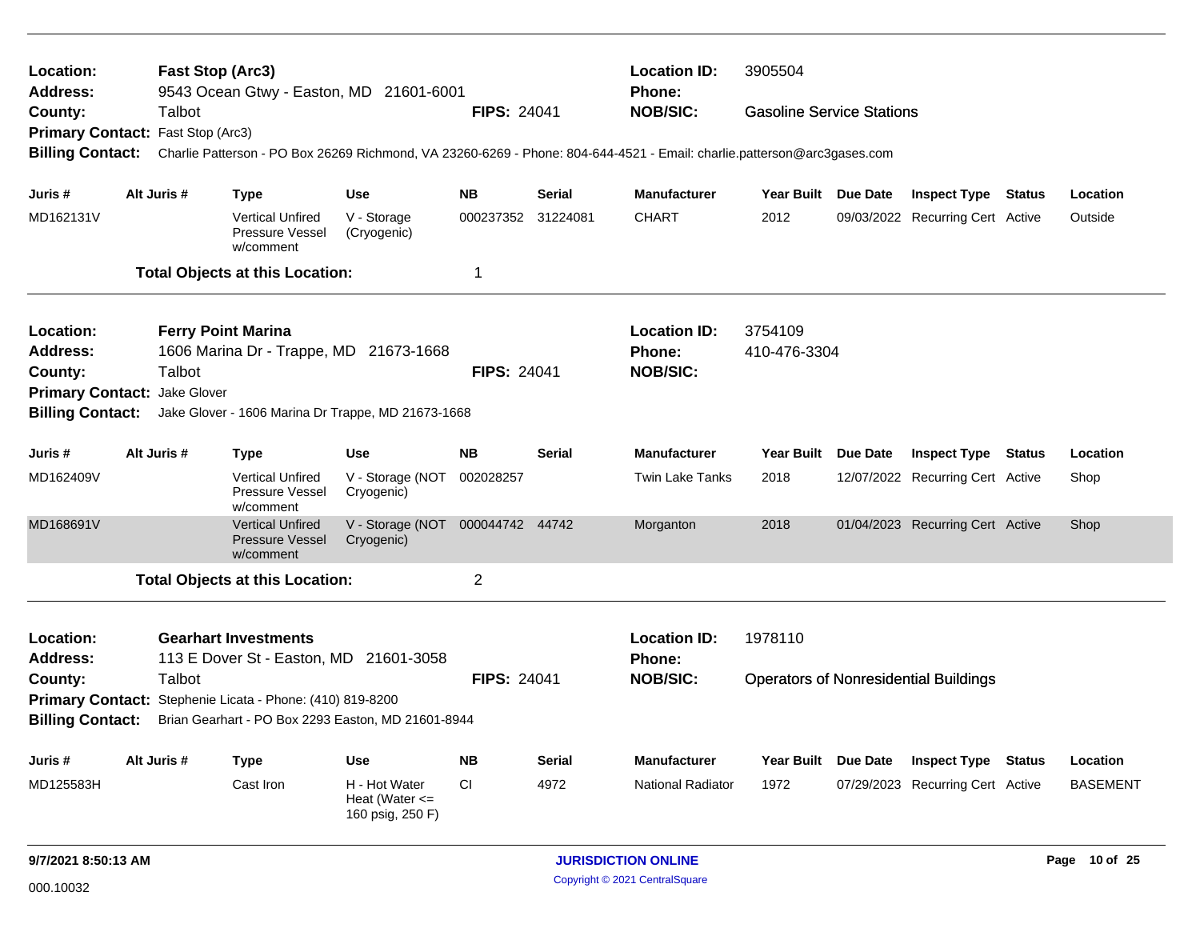**Location:** Fast Stop (Arc3)
**Address:** 9543 Ocean Gtwy - Easton, MD 21601-6001
**County:** Talbot
**FIPS:** 24041
**Location ID:** 3905504
**Phone:**
**NOB/SIC:** Gasoline Service Stations
**Primary Contact:** Fast Stop (Arc3)
**Billing Contact:** Charlie Patterson - PO Box 26269 Richmond, VA 23260-6269 - Phone: 804-644-4521 - Email: charlie.patterson@arc3gases.com

| Juris # | Alt Juris # | Type | Use | NB | Serial | Manufacturer | Year Built | Due Date | Inspect Type | Status | Location |
|---|---|---|---|---|---|---|---|---|---|---|---|
| MD162131V | | Vertical Unfired Pressure Vessel w/comment | V - Storage (Cryogenic) | 000237352 | 31224081 | CHART | 2012 | 09/03/2022 | Recurring Cert | Active | Outside |

**Total Objects at this Location:** 1

---

**Location:** Ferry Point Marina
**Address:** 1606 Marina Dr - Trappe, MD 21673-1668
**County:** Talbot
**FIPS:** 24041
**Location ID:** 3754109
**Phone:** 410-476-3304
**NOB/SIC:**
**Primary Contact:** Jake Glover
**Billing Contact:** Jake Glover - 1606 Marina Dr Trappe, MD 21673-1668

| Juris # | Alt Juris # | Type | Use | NB | Serial | Manufacturer | Year Built | Due Date | Inspect Type | Status | Location |
|---|---|---|---|---|---|---|---|---|---|---|---|
| MD162409V | | Vertical Unfired Pressure Vessel w/comment | V - Storage (NOT Cryogenic) | 002028257 | | Twin Lake Tanks | 2018 | 12/07/2022 | Recurring Cert | Active | Shop |
| MD168691V | | Vertical Unfired Pressure Vessel w/comment | V - Storage (NOT Cryogenic) | 000044742 | 44742 | Morganton | 2018 | 01/04/2023 | Recurring Cert | Active | Shop |

**Total Objects at this Location:** 2

---

**Location:** Gearhart Investments
**Address:** 113 E Dover St - Easton, MD 21601-3058
**County:** Talbot
**FIPS:** 24041
**Location ID:** 1978110
**Phone:**
**NOB/SIC:** Operators of Nonresidential Buildings
**Primary Contact:** Stephenie Licata - Phone: (410) 819-8200
**Billing Contact:** Brian Gearhart - PO Box 2293 Easton, MD 21601-8944

| Juris # | Alt Juris # | Type | Use | NB | Serial | Manufacturer | Year Built | Due Date | Inspect Type | Status | Location |
|---|---|---|---|---|---|---|---|---|---|---|---|
| MD125583H | | Cast Iron | H - Hot Water Heat (Water <= 160 psig, 250 F) | CI | 4972 | National Radiator | 1972 | 07/29/2023 | Recurring Cert | Active | BASEMENT |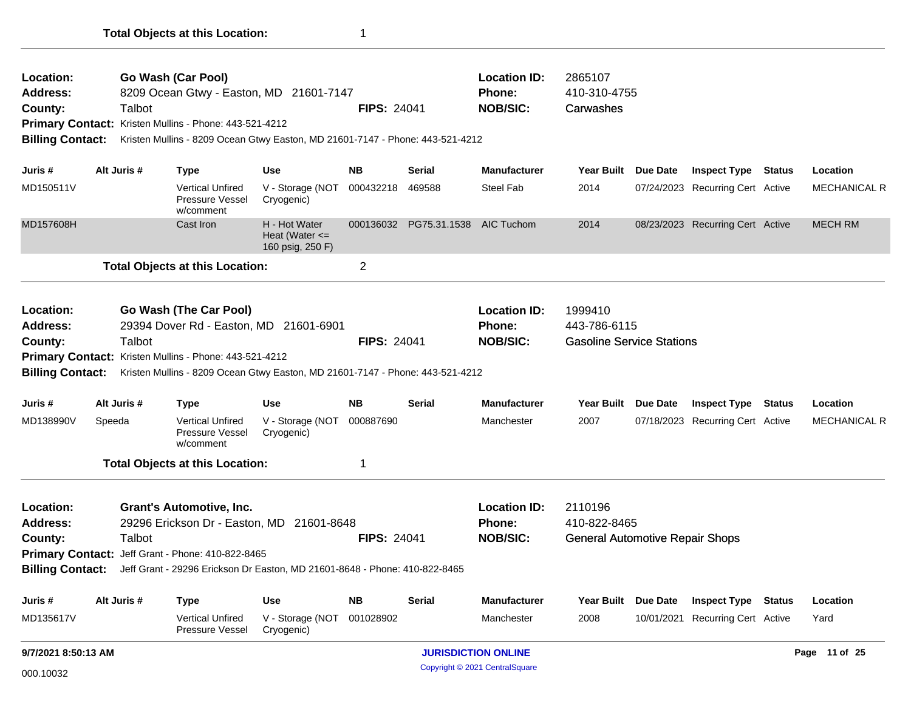**Total Objects at this Location:** 1

---

**Location:** Go Wash (Car Pool) **Location ID:** 2865107
**Address:** 8209 Ocean Gtwy - Easton, MD 21601-7147 **Phone:** 410-310-4755
**County:** Talbot **FIPS:** 24041 **NOB/SIC:** Carwashes
**Primary Contact:** Kristen Mullins - Phone: 443-521-4212
**Billing Contact:** Kristen Mullins - 8209 Ocean Gtwy Easton, MD 21601-7147 - Phone: 443-521-4212

| Juris # | Alt Juris # | Type | Use | NB | Serial | Manufacturer | Year Built | Due Date | Inspect Type | Status | Location |
|---|---|---|---|---|---|---|---|---|---|---|---|
| MD150511V | | Vertical Unfired Pressure Vessel w/comment | V - Storage (NOT Cryogenic) | 000432218 | 469588 | Steel Fab | 2014 | 07/24/2023 | Recurring Cert | Active | MECHANICAL R |
| MD157608H | | Cast Iron | H - Hot Water Heat (Water <= 160 psig, 250 F) | 000136032 | PG75.31.1538 | AIC Tuchom | 2014 | 08/23/2023 | Recurring Cert | Active | MECH RM |

**Total Objects at this Location:** 2

---

**Location:** Go Wash (The Car Pool) **Location ID:** 1999410
**Address:** 29394 Dover Rd - Easton, MD 21601-6901 **Phone:** 443-786-6115
**County:** Talbot **FIPS:** 24041 **NOB/SIC:** Gasoline Service Stations
**Primary Contact:** Kristen Mullins - Phone: 443-521-4212
**Billing Contact:** Kristen Mullins - 8209 Ocean Gtwy Easton, MD 21601-7147 - Phone: 443-521-4212

| Juris # | Alt Juris # | Type | Use | NB | Serial | Manufacturer | Year Built | Due Date | Inspect Type | Status | Location |
|---|---|---|---|---|---|---|---|---|---|---|---|
| MD138990V | Speeda | Vertical Unfired Pressure Vessel w/comment | V - Storage (NOT Cryogenic) | 000887690 | | Manchester | 2007 | 07/18/2023 | Recurring Cert | Active | MECHANICAL R |

**Total Objects at this Location:** 1

---

**Location:** Grant's Automotive, Inc. **Location ID:** 2110196
**Address:** 29296 Erickson Dr - Easton, MD 21601-8648 **Phone:** 410-822-8465
**County:** Talbot **FIPS:** 24041 **NOB/SIC:** General Automotive Repair Shops
**Primary Contact:** Jeff Grant - Phone: 410-822-8465
**Billing Contact:** Jeff Grant - 29296 Erickson Dr Easton, MD 21601-8648 - Phone: 410-822-8465

| Juris # | Alt Juris # | Type | Use | NB | Serial | Manufacturer | Year Built | Due Date | Inspect Type | Status | Location |
|---|---|---|---|---|---|---|---|---|---|---|---|
| MD135617V | | Vertical Unfired Pressure Vessel | V - Storage (NOT Cryogenic) | 001028902 | | Manchester | 2008 | 10/01/2021 | Recurring Cert | Active | Yard |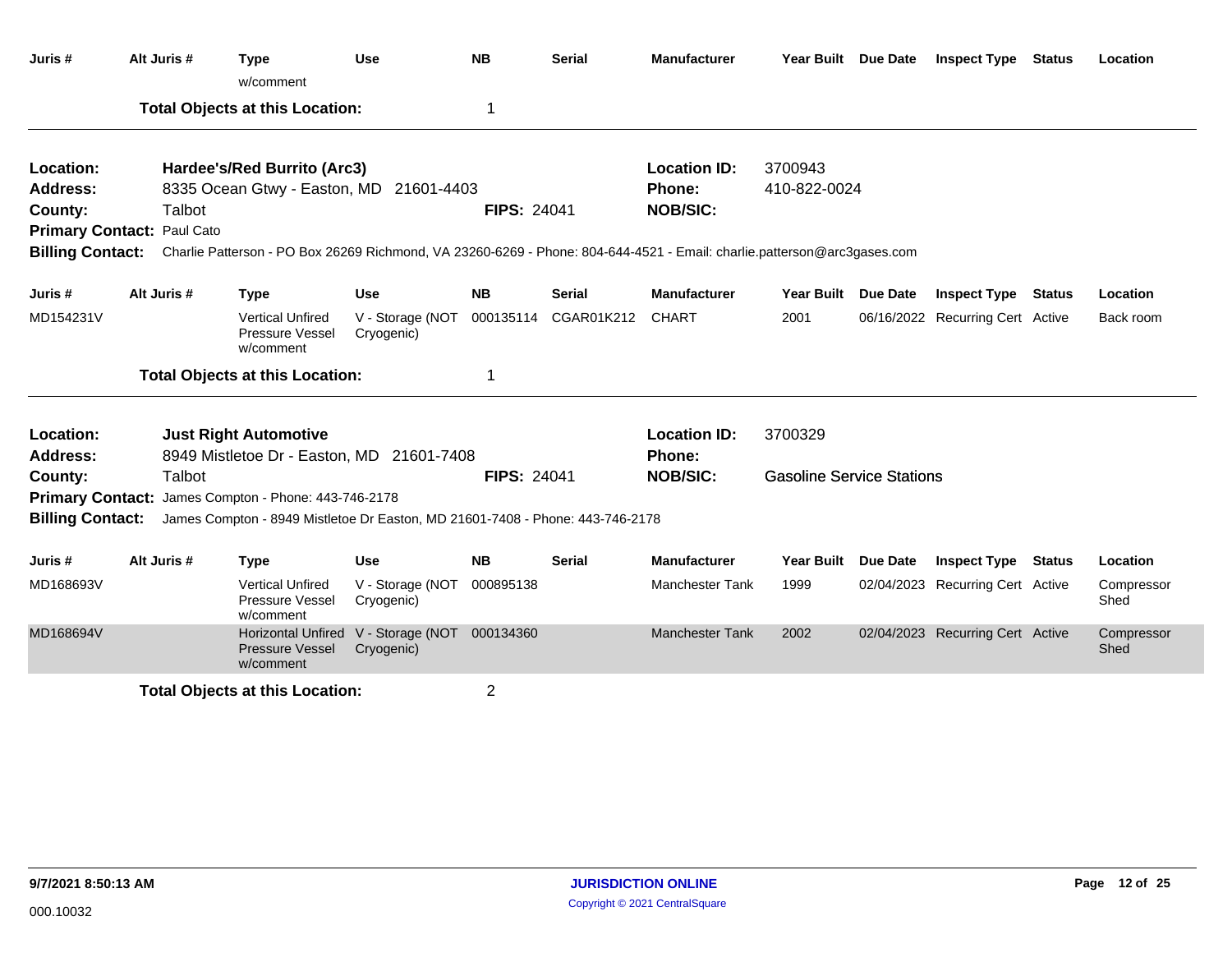| Juris # | Alt Juris # | Type | Use | NB | Serial | Manufacturer | Year Built | Due Date | Inspect Type | Status | Location |
|---|---|---|---|---|---|---|---|---|---|---|---|
| | | w/comment | | | | | | | | | |

**Total Objects at this Location:** 1

---

**Location:** Hardee's/Red Burrito (Arc3)
**Location ID:** 3700943
**Address:** 8335 Ocean Gtwy - Easton, MD 21601-4403
**Phone:** 410-822-0024
**County:** Talbot
**FIPS:** 24041
**NOB/SIC:**
**Primary Contact:** Paul Cato
**Billing Contact:** Charlie Patterson - PO Box 26269 Richmond, VA 23260-6269 - Phone: 804-644-4521 - Email: charlie.patterson@arc3gases.com

| Juris # | Alt Juris # | Type | Use | NB | Serial | Manufacturer | Year Built | Due Date | Inspect Type | Status | Location |
|---|---|---|---|---|---|---|---|---|---|---|---|
| MD154231V | | Vertical Unfired Pressure Vessel w/comment | V - Storage (NOT Cryogenic) | 000135114 | CGAR01K212 | CHART | 2001 | 06/16/2022 | Recurring Cert | Active | Back room |

**Total Objects at this Location:** 1

---

**Location:** Just Right Automotive
**Location ID:** 3700329
**Address:** 8949 Mistletoe Dr - Easton, MD 21601-7408
**Phone:**
**County:** Talbot
**FIPS:** 24041
**NOB/SIC:** Gasoline Service Stations
**Primary Contact:** James Compton - Phone: 443-746-2178
**Billing Contact:** James Compton - 8949 Mistletoe Dr Easton, MD 21601-7408 - Phone: 443-746-2178

| Juris # | Alt Juris # | Type | Use | NB | Serial | Manufacturer | Year Built | Due Date | Inspect Type | Status | Location |
|---|---|---|---|---|---|---|---|---|---|---|---|
| MD168693V | | Vertical Unfired Pressure Vessel w/comment | V - Storage (NOT Cryogenic) | 000895138 | | Manchester Tank | 1999 | 02/04/2023 | Recurring Cert | Active | Compressor Shed |
| MD168694V | | Horizontal Unfired Pressure Vessel w/comment | V - Storage (NOT Cryogenic) | 000134360 | | Manchester Tank | 2002 | 02/04/2023 | Recurring Cert | Active | Compressor Shed |

**Total Objects at this Location:** 2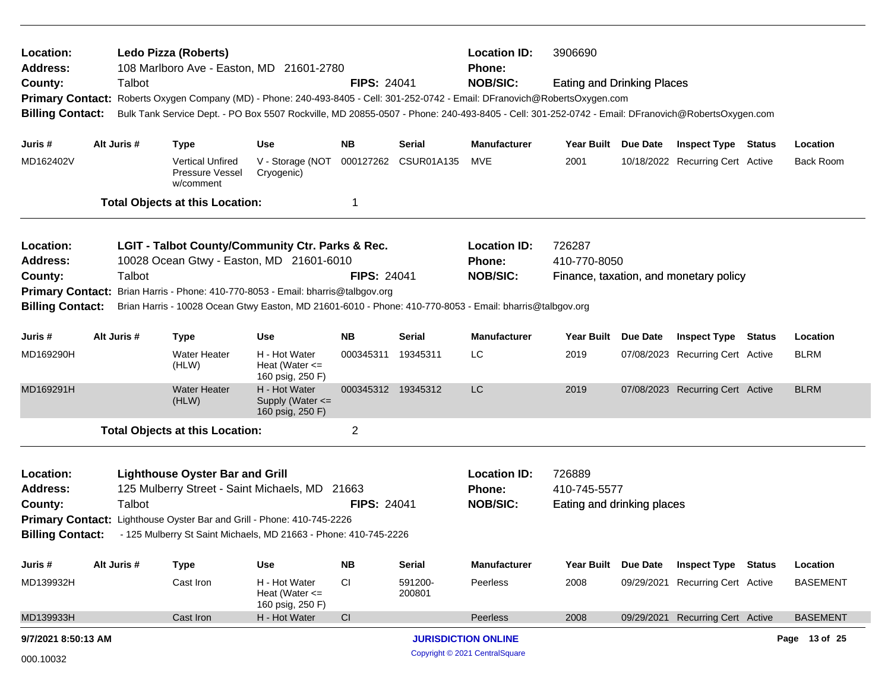**Location:** Ledo Pizza (Roberts)
**Address:** 108 Marlboro Ave - Easton, MD 21601-2780
**County:** Talbot
**FIPS:** 24041
**Location ID:** 3906690
**Phone:**
**NOB/SIC:** Eating and Drinking Places
**Primary Contact:** Roberts Oxygen Company (MD) - Phone: 240-493-8405 - Cell: 301-252-0742 - Email: DFranovich@RobertsOxygen.com
**Billing Contact:** Bulk Tank Service Dept. - PO Box 5507 Rockville, MD 20855-0507 - Phone: 240-493-8405 - Cell: 301-252-0742 - Email: DFranovich@RobertsOxygen.com

| Juris # | Alt Juris # | Type | Use | NB | Serial | Manufacturer | Year Built | Due Date | Inspect Type | Status | Location |
|---|---|---|---|---|---|---|---|---|---|---|---|
| MD162402V | | Vertical Unfired Pressure Vessel w/comment | V - Storage (NOT Cryogenic) | 000127262 | CSUR01A135 | MVE | 2001 | 10/18/2022 | Recurring Cert | Active | Back Room |

**Total Objects at this Location:** 1

---

**Location:** LGIT - Talbot County/Community Ctr. Parks & Rec.
**Address:** 10028 Ocean Gtwy - Easton, MD 21601-6010
**County:** Talbot
**FIPS:** 24041
**Location ID:** 726287
**Phone:** 410-770-8050
**NOB/SIC:** Finance, taxation, and monetary policy
**Primary Contact:** Brian Harris - Phone: 410-770-8053 - Email: bharris@talbgov.org
**Billing Contact:** Brian Harris - 10028 Ocean Gtwy Easton, MD 21601-6010 - Phone: 410-770-8053 - Email: bharris@talbgov.org

| Juris # | Alt Juris # | Type | Use | NB | Serial | Manufacturer | Year Built | Due Date | Inspect Type | Status | Location |
|---|---|---|---|---|---|---|---|---|---|---|---|
| MD169290H | | Water Heater (HLW) | H - Hot Water Heat (Water <= 160 psig, 250 F) | 000345311 | 19345311 | LC | 2019 | 07/08/2023 | Recurring Cert | Active | BLRM |
| MD169291H | | Water Heater (HLW) | H - Hot Water Supply (Water <= 160 psig, 250 F) | 000345312 | 19345312 | LC | 2019 | 07/08/2023 | Recurring Cert | Active | BLRM |

**Total Objects at this Location:** 2

---

**Location:** Lighthouse Oyster Bar and Grill
**Address:** 125 Mulberry Street - Saint Michaels, MD 21663
**County:** Talbot
**FIPS:** 24041
**Location ID:** 726889
**Phone:** 410-745-5577
**NOB/SIC:** Eating and drinking places
**Primary Contact:** Lighthouse Oyster Bar and Grill - Phone: 410-745-2226
**Billing Contact:** - 125 Mulberry St Saint Michaels, MD 21663 - Phone: 410-745-2226

| Juris # | Alt Juris # | Type | Use | NB | Serial | Manufacturer | Year Built | Due Date | Inspect Type | Status | Location |
|---|---|---|---|---|---|---|---|---|---|---|---|
| MD139932H | | Cast Iron | H - Hot Water Heat (Water <= 160 psig, 250 F) | CI | 591200-200801 | Peerless | 2008 | 09/29/2021 | Recurring Cert | Active | BASEMENT |
| MD139933H | | Cast Iron | H - Hot Water | CI | | Peerless | 2008 | 09/29/2021 | Recurring Cert | Active | BASEMENT |

9/7/2021 8:50:13 AM

000.10032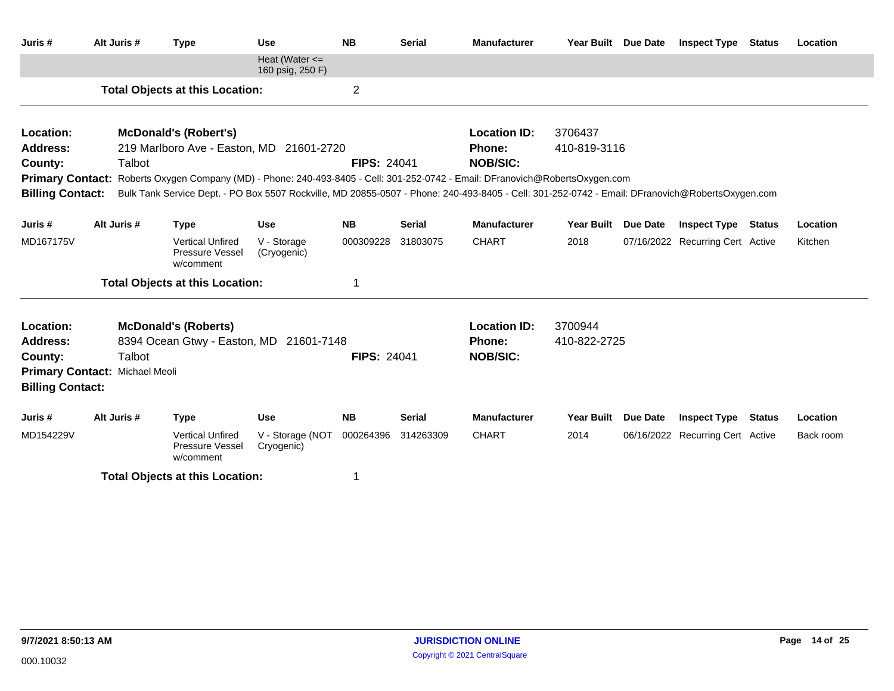| Juris # | Alt Juris # | Type | Use | NB | Serial | Manufacturer | Year Built | Due Date | Inspect Type | Status | Location |
|---|---|---|---|---|---|---|---|---|---|---|---|
| | | | Heat (Water <= 160 psig, 250 F) | | | | | | | | |

**Total Objects at this Location:** 2

---

**Location:** McDonald's (Robert's)
**Location ID:** 3706437
**Address:** 219 Marlboro Ave - Easton, MD 21601-2720
**Phone:** 410-819-3116
**County:** Talbot
**FIPS:** 24041
**NOB/SIC:**
**Primary Contact:** Roberts Oxygen Company (MD) - Phone: 240-493-8405 - Cell: 301-252-0742 - Email: DFranovich@RobertsOxygen.com
**Billing Contact:** Bulk Tank Service Dept. - PO Box 5507 Rockville, MD 20855-0507 - Phone: 240-493-8405 - Cell: 301-252-0742 - Email: DFranovich@RobertsOxygen.com

| Juris # | Alt Juris # | Type | Use | NB | Serial | Manufacturer | Year Built | Due Date | Inspect Type | Status | Location |
|---|---|---|---|---|---|---|---|---|---|---|---|
| MD167175V | | Vertical Unfired Pressure Vessel w/comment | V - Storage (Cryogenic) | 000309228 | 31803075 | CHART | 2018 | 07/16/2022 | Recurring Cert | Active | Kitchen |

**Total Objects at this Location:** 1

---

**Location:** McDonald's (Roberts)
**Location ID:** 3700944
**Address:** 8394 Ocean Gtwy - Easton, MD 21601-7148
**Phone:** 410-822-2725
**County:** Talbot
**FIPS:** 24041
**NOB/SIC:**
**Primary Contact:** Michael Meoli
**Billing Contact:**

| Juris # | Alt Juris # | Type | Use | NB | Serial | Manufacturer | Year Built | Due Date | Inspect Type | Status | Location |
|---|---|---|---|---|---|---|---|---|---|---|---|
| MD154229V | | Vertical Unfired Pressure Vessel w/comment | V - Storage (NOT Cryogenic) | 000264396 | 314263309 | CHART | 2014 | 06/16/2022 | Recurring Cert | Active | Back room |

**Total Objects at this Location:** 1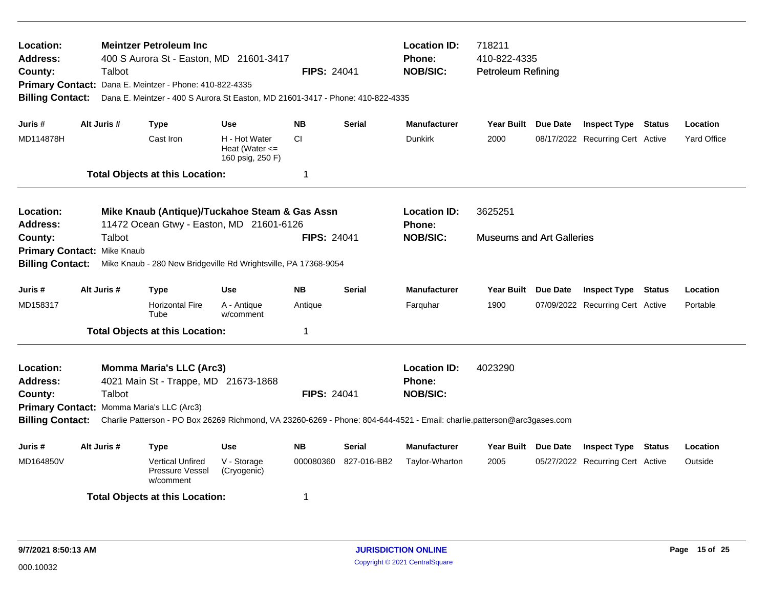**Location:** Meintzer Petroleum Inc | **Location ID:** 718211
**Address:** 400 S Aurora St - Easton, MD 21601-3417 | **Phone:** 410-822-4335
**County:** Talbot | **FIPS:** 24041 | **NOB/SIC:** Petroleum Refining
**Primary Contact:** Dana E. Meintzer - Phone: 410-822-4335
**Billing Contact:** Dana E. Meintzer - 400 S Aurora St Easton, MD 21601-3417 - Phone: 410-822-4335

| Juris # | Alt Juris # | Type | Use | NB | Serial | Manufacturer | Year Built | Due Date | Inspect Type | Status | Location |
|---|---|---|---|---|---|---|---|---|---|---|---|
| MD114878H | | Cast Iron | H - Hot Water Heat (Water <= 160 psig, 250 F) | CI | | Dunkirk | 2000 | 08/17/2022 | Recurring Cert | Active | Yard Office |

**Total Objects at this Location:** 1

---

**Location:** Mike Knaub (Antique)/Tuckahoe Steam & Gas Assn | **Location ID:** 3625251
**Address:** 11472 Ocean Gtwy - Easton, MD 21601-6126 | **Phone:**
**County:** Talbot | **FIPS:** 24041 | **NOB/SIC:** Museums and Art Galleries
**Primary Contact:** Mike Knaub
**Billing Contact:** Mike Knaub - 280 New Bridgeville Rd Wrightsville, PA 17368-9054

| Juris # | Alt Juris # | Type | Use | NB | Serial | Manufacturer | Year Built | Due Date | Inspect Type | Status | Location |
|---|---|---|---|---|---|---|---|---|---|---|---|
| MD158317 | | Horizontal Fire Tube | A - Antique w/comment | Antique | | Farquhar | 1900 | 07/09/2022 | Recurring Cert | Active | Portable |

**Total Objects at this Location:** 1

---

**Location:** Momma Maria's LLC (Arc3) | **Location ID:** 4023290
**Address:** 4021 Main St - Trappe, MD 21673-1868 | **Phone:**
**County:** Talbot | **FIPS:** 24041 | **NOB/SIC:**
**Primary Contact:** Momma Maria's LLC (Arc3)
**Billing Contact:** Charlie Patterson - PO Box 26269 Richmond, VA 23260-6269 - Phone: 804-644-4521 - Email: charlie.patterson@arc3gases.com

| Juris # | Alt Juris # | Type | Use | NB | Serial | Manufacturer | Year Built | Due Date | Inspect Type | Status | Location |
|---|---|---|---|---|---|---|---|---|---|---|---|
| MD164850V | | Vertical Unfired Pressure Vessel w/comment | V - Storage (Cryogenic) | 000080360 | 827-016-BB2 | Taylor-Wharton | 2005 | 05/27/2022 | Recurring Cert | Active | Outside |

**Total Objects at this Location:** 1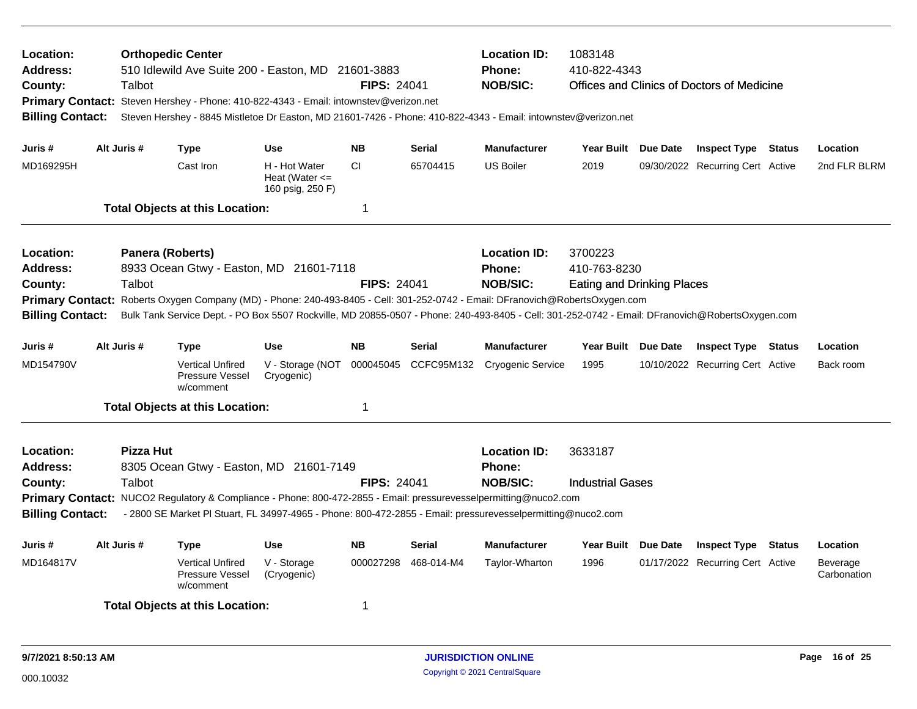**Location:** **Orthopedic Center** | **Location ID:** 1083148
**Address:** 510 Idlewild Ave Suite 200 - Easton, MD 21601-3883 | **Phone:** 410-822-4343
**County:** Talbot | **FIPS:** 24041 | **NOB/SIC:** Offices and Clinics of Doctors of Medicine
**Primary Contact:** Steven Hershey - Phone: 410-822-4343 - Email: intownstev@verizon.net
**Billing Contact:** Steven Hershey - 8845 Mistletoe Dr Easton, MD 21601-7426 - Phone: 410-822-4343 - Email: intownstev@verizon.net

| Juris # | Alt Juris # | Type | Use | NB | Serial | Manufacturer | Year Built | Due Date | Inspect Type | Status | Location |
|---|---|---|---|---|---|---|---|---|---|---|---|
| MD169295H | | Cast Iron | H - Hot Water Heat (Water <= 160 psig, 250 F) | CI | 65704415 | US Boiler | 2019 | 09/30/2022 | Recurring Cert | Active | 2nd FLR BLRM |

**Total Objects at this Location:** 1

---

**Location:** **Panera (Roberts)** | **Location ID:** 3700223
**Address:** 8933 Ocean Gtwy - Easton, MD 21601-7118 | **Phone:** 410-763-8230
**County:** Talbot | **FIPS:** 24041 | **NOB/SIC:** Eating and Drinking Places
**Primary Contact:** Roberts Oxygen Company (MD) - Phone: 240-493-8405 - Cell: 301-252-0742 - Email: DFranovich@RobertsOxygen.com
**Billing Contact:** Bulk Tank Service Dept. - PO Box 5507 Rockville, MD 20855-0507 - Phone: 240-493-8405 - Cell: 301-252-0742 - Email: DFranovich@RobertsOxygen.com

| Juris # | Alt Juris # | Type | Use | NB | Serial | Manufacturer | Year Built | Due Date | Inspect Type | Status | Location |
|---|---|---|---|---|---|---|---|---|---|---|---|
| MD154790V | | Vertical Unfired Pressure Vessel w/comment | V - Storage (NOT Cryogenic) | 000045045 | CCFC95M132 | Cryogenic Service | 1995 | 10/10/2022 | Recurring Cert | Active | Back room |

**Total Objects at this Location:** 1

---

**Location:** **Pizza Hut** | **Location ID:** 3633187
**Address:** 8305 Ocean Gtwy - Easton, MD 21601-7149 | **Phone:**
**County:** Talbot | **FIPS:** 24041 | **NOB/SIC:** Industrial Gases
**Primary Contact:** NUCO2 Regulatory & Compliance - Phone: 800-472-2855 - Email: pressurevesselpermitting@nuco2.com
**Billing Contact:** - 2800 SE Market Pl Stuart, FL 34997-4965 - Phone: 800-472-2855 - Email: pressurevesselpermitting@nuco2.com

| Juris # | Alt Juris # | Type | Use | NB | Serial | Manufacturer | Year Built | Due Date | Inspect Type | Status | Location |
|---|---|---|---|---|---|---|---|---|---|---|---|
| MD164817V | | Vertical Unfired Pressure Vessel w/comment | V - Storage (Cryogenic) | 000027298 | 468-014-M4 | Taylor-Wharton | 1996 | 01/17/2022 | Recurring Cert | Active | Beverage Carbonation |

**Total Objects at this Location:** 1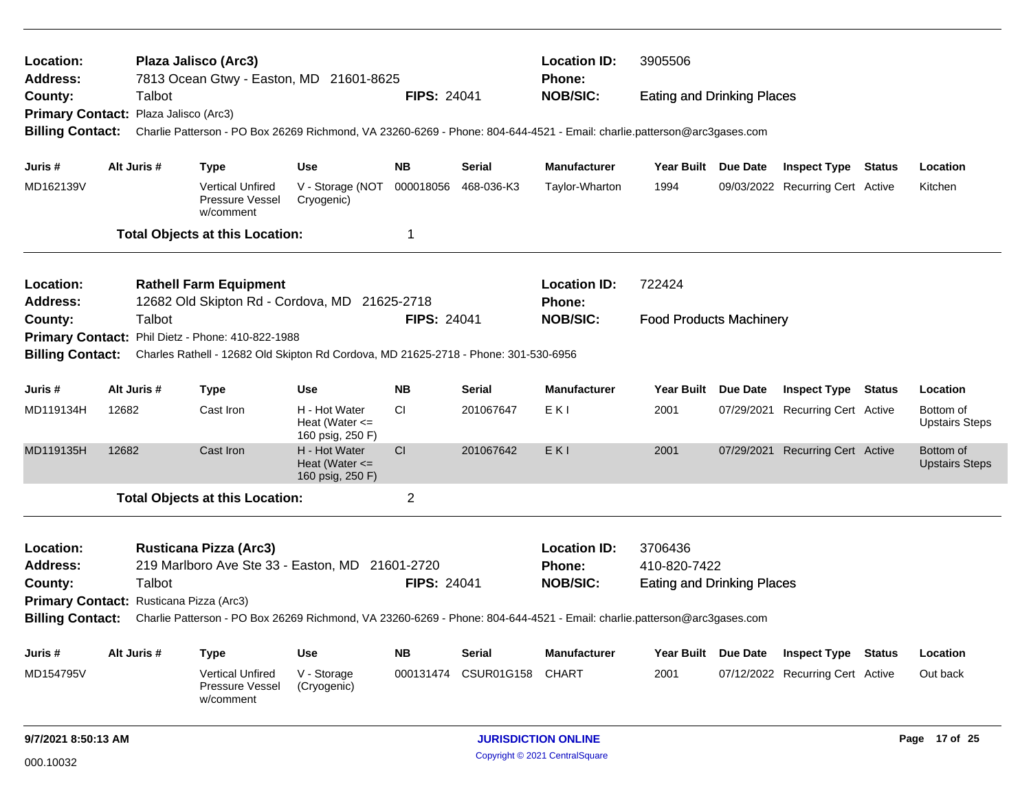| | | | |
|---|---|---|---|
| **Location:** | **Plaza Jalisco (Arc3)** | **Location ID:** | 3905506 |
| **Address:** | 7813 Ocean Gtwy - Easton, MD 21601-8625 | **Phone:** | |
| **County:** | Talbot **FIPS:** 24041 | **NOB/SIC:** | Eating and Drinking Places |
| **Primary Contact:** | Plaza Jalisco (Arc3) | | |
| **Billing Contact:** | Charlie Patterson - PO Box 26269 Richmond, VA 23260-6269 - Phone: 804-644-4521 - Email: charlie.patterson@arc3gases.com | | |

| Juris # | Alt Juris # | Type | Use | NB | Serial | Manufacturer | Year Built | Due Date | Inspect Type | Status | Location |
|---|---|---|---|---|---|---|---|---|---|---|---|
| MD162139V | | Vertical Unfired Pressure Vessel w/comment | V - Storage (NOT Cryogenic) | 000018056 | 468-036-K3 | Taylor-Wharton | 1994 | 09/03/2022 | Recurring Cert | Active | Kitchen |

**Total Objects at this Location:** 1

| | | | |
|---|---|---|---|
| **Location:** | **Rathell Farm Equipment** | **Location ID:** | 722424 |
| **Address:** | 12682 Old Skipton Rd - Cordova, MD 21625-2718 | **Phone:** | |
| **County:** | Talbot **FIPS:** 24041 | **NOB/SIC:** | Food Products Machinery |
| **Primary Contact:** | Phil Dietz - Phone: 410-822-1988 | | |
| **Billing Contact:** | Charles Rathell - 12682 Old Skipton Rd Cordova, MD 21625-2718 - Phone: 301-530-6956 | | |

| Juris # | Alt Juris # | Type | Use | NB | Serial | Manufacturer | Year Built | Due Date | Inspect Type | Status | Location |
|---|---|---|---|---|---|---|---|---|---|---|---|
| MD119134H | 12682 | Cast Iron | H - Hot Water Heat (Water <= 160 psig, 250 F) | CI | 201067647 | E K I | 2001 | 07/29/2021 | Recurring Cert | Active | Bottom of Upstairs Steps |
| MD119135H | 12682 | Cast Iron | H - Hot Water Heat (Water <= 160 psig, 250 F) | CI | 201067642 | E K I | 2001 | 07/29/2021 | Recurring Cert | Active | Bottom of Upstairs Steps |

**Total Objects at this Location:** 2

| | | | |
|---|---|---|---|
| **Location:** | **Rusticana Pizza (Arc3)** | **Location ID:** | 3706436 |
| **Address:** | 219 Marlboro Ave Ste 33 - Easton, MD 21601-2720 | **Phone:** | 410-820-7422 |
| **County:** | Talbot **FIPS:** 24041 | **NOB/SIC:** | Eating and Drinking Places |
| **Primary Contact:** | Rusticana Pizza (Arc3) | | |
| **Billing Contact:** | Charlie Patterson - PO Box 26269 Richmond, VA 23260-6269 - Phone: 804-644-4521 - Email: charlie.patterson@arc3gases.com | | |

| Juris # | Alt Juris # | Type | Use | NB | Serial | Manufacturer | Year Built | Due Date | Inspect Type | Status | Location |
|---|---|---|---|---|---|---|---|---|---|---|---|
| MD154795V | | Vertical Unfired Pressure Vessel w/comment | V - Storage (Cryogenic) | 000131474 | CSUR01G158 | CHART | 2001 | 07/12/2022 | Recurring Cert | Active | Out back |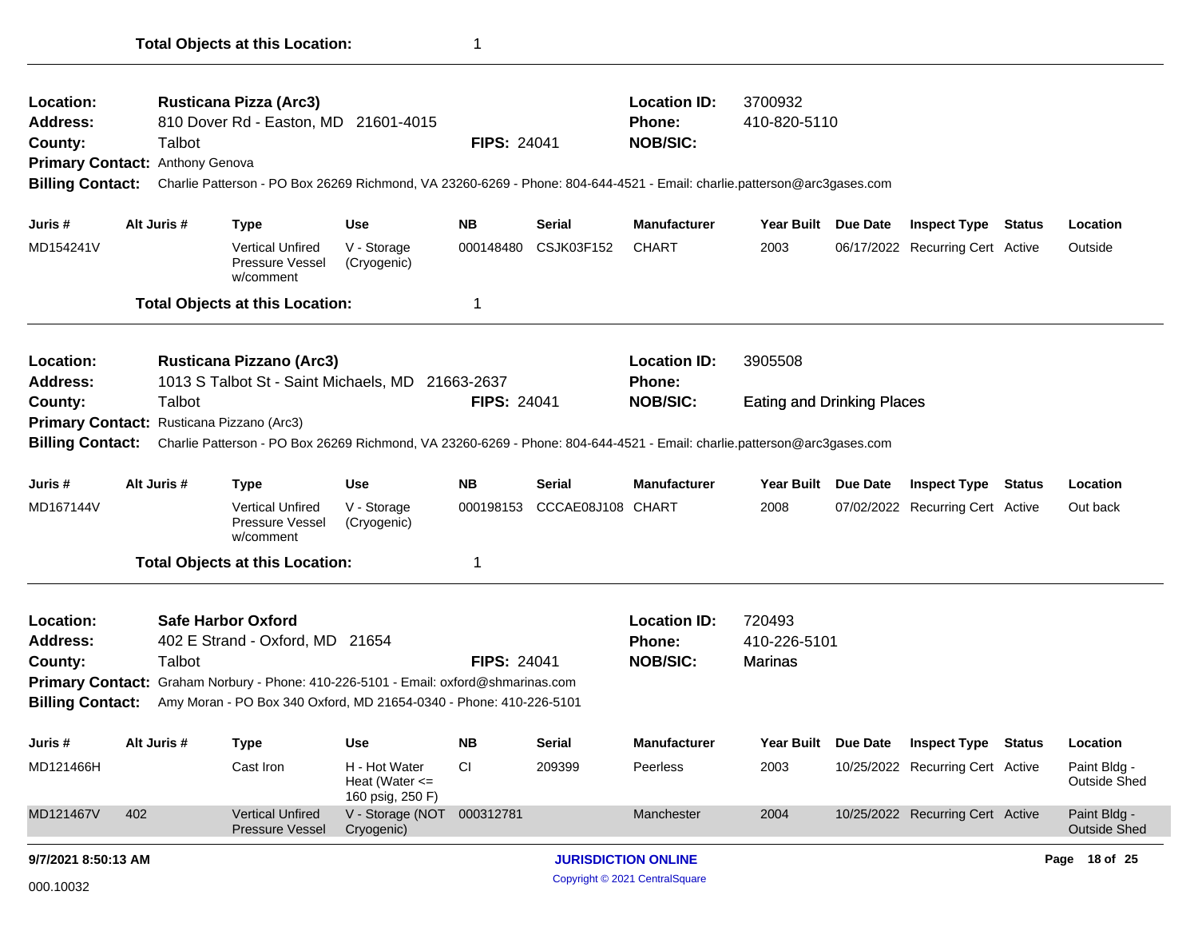**Total Objects at this Location:** 1

---

| | | | | |
|---|---|---|---|---|
| **Location:** | **Rusticana Pizza (Arc3)** | | **Location ID:** | 3700932 |
| **Address:** | 810 Dover Rd - Easton, MD 21601-4015 | | **Phone:** | 410-820-5110 |
| **County:** | Talbot | **FIPS:** 24041 | **NOB/SIC:** | |

**Primary Contact:** Anthony Genova

**Billing Contact:** Charlie Patterson - PO Box 26269 Richmond, VA 23260-6269 - Phone: 804-644-4521 - Email: charlie.patterson@arc3gases.com

| Juris # | Alt Juris # | Type | Use | NB | Serial | Manufacturer | Year Built | Due Date | Inspect Type | Status | Location |
|---|---|---|---|---|---|---|---|---|---|---|---|
| MD154241V | | Vertical Unfired Pressure Vessel w/comment | V - Storage (Cryogenic) | 000148480 | CSJK03F152 | CHART | 2003 | 06/17/2022 | Recurring Cert | Active | Outside |

**Total Objects at this Location:** 1

---

| | | | | |
|---|---|---|---|---|
| **Location:** | **Rusticana Pizzano (Arc3)** | | **Location ID:** | 3905508 |
| **Address:** | 1013 S Talbot St - Saint Michaels, MD 21663-2637 | | **Phone:** | |
| **County:** | Talbot | **FIPS:** 24041 | **NOB/SIC:** | Eating and Drinking Places |

**Primary Contact:** Rusticana Pizzano (Arc3)

**Billing Contact:** Charlie Patterson - PO Box 26269 Richmond, VA 23260-6269 - Phone: 804-644-4521 - Email: charlie.patterson@arc3gases.com

| Juris # | Alt Juris # | Type | Use | NB | Serial | Manufacturer | Year Built | Due Date | Inspect Type | Status | Location |
|---|---|---|---|---|---|---|---|---|---|---|---|
| MD167144V | | Vertical Unfired Pressure Vessel w/comment | V - Storage (Cryogenic) | 000198153 | CCCAE08J108 | CHART | 2008 | 07/02/2022 | Recurring Cert | Active | Out back |

**Total Objects at this Location:** 1

---

| | | | | |
|---|---|---|---|---|
| **Location:** | **Safe Harbor Oxford** | | **Location ID:** | 720493 |
| **Address:** | 402 E Strand - Oxford, MD 21654 | | **Phone:** | 410-226-5101 |
| **County:** | Talbot | **FIPS:** 24041 | **NOB/SIC:** | Marinas |

**Primary Contact:** Graham Norbury - Phone: 410-226-5101 - Email: oxford@shmarinas.com

**Billing Contact:** Amy Moran - PO Box 340 Oxford, MD 21654-0340 - Phone: 410-226-5101

| Juris # | Alt Juris # | Type | Use | NB | Serial | Manufacturer | Year Built | Due Date | Inspect Type | Status | Location |
|---|---|---|---|---|---|---|---|---|---|---|---|
| MD121466H | | Cast Iron | H - Hot Water Heat (Water <= 160 psig, 250 F) | CI | 209399 | Peerless | 2003 | 10/25/2022 | Recurring Cert | Active | Paint Bldg - Outside Shed |
| MD121467V | 402 | Vertical Unfired Pressure Vessel | V - Storage (NOT Cryogenic) | 000312781 | | Manchester | 2004 | 10/25/2022 | Recurring Cert | Active | Paint Bldg - Outside Shed |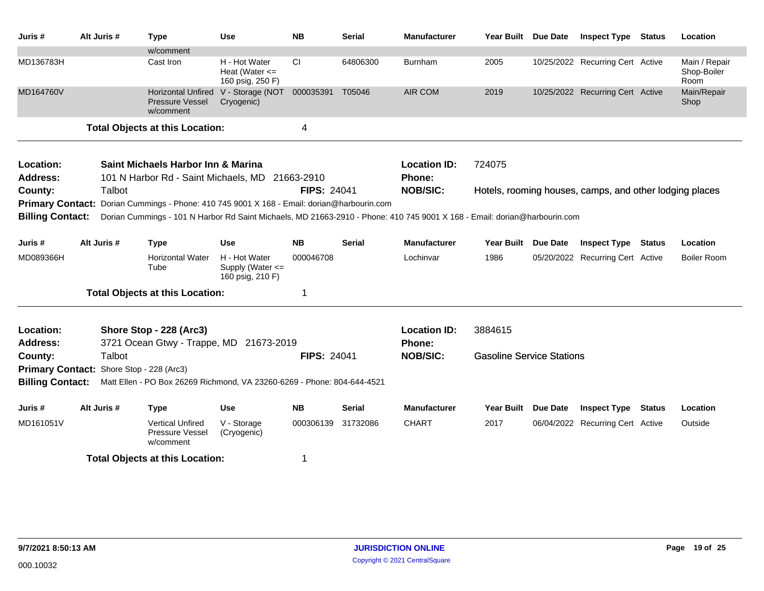| Juris # | Alt Juris # | Type | Use | NB | Serial | Manufacturer | Year Built | Due Date | Inspect Type | Status | Location |
|---|---|---|---|---|---|---|---|---|---|---|---|
| | | w/comment | | | | | | | | | |
| MD136783H | | Cast Iron | H - Hot Water Heat (Water <= 160 psig, 250 F) | CI | 64806300 | Burnham | 2005 | 10/25/2022 | Recurring Cert | Active | Main / Repair Shop-Boiler Room |
| MD164760V | | Horizontal Unfired Pressure Vessel w/comment | V - Storage (NOT Cryogenic) | 000035391 | T05046 | AIR COM | 2019 | 10/25/2022 | Recurring Cert | Active | Main/Repair Shop |

**Total Objects at this Location:** 4

---

**Location:** Saint Michaels Harbor Inn & Marina
**Location ID:** 724075
**Address:** 101 N Harbor Rd - Saint Michaels, MD 21663-2910
**Phone:**
**County:** Talbot
**FIPS:** 24041
**NOB/SIC:** Hotels, rooming houses, camps, and other lodging places
**Primary Contact:** Dorian Cummings - Phone: 410 745 9001 X 168 - Email: dorian@harbourin.com
**Billing Contact:** Dorian Cummings - 101 N Harbor Rd Saint Michaels, MD 21663-2910 - Phone: 410 745 9001 X 168 - Email: dorian@harbourin.com

| Juris # | Alt Juris # | Type | Use | NB | Serial | Manufacturer | Year Built | Due Date | Inspect Type | Status | Location |
|---|---|---|---|---|---|---|---|---|---|---|---|
| MD089366H | | Horizontal Water Tube | H - Hot Water Supply (Water <= 160 psig, 210 F) | 000046708 | | Lochinvar | 1986 | 05/20/2022 | Recurring Cert | Active | Boiler Room |

**Total Objects at this Location:** 1

---

**Location:** Shore Stop - 228 (Arc3)
**Location ID:** 3884615
**Address:** 3721 Ocean Gtwy - Trappe, MD 21673-2019
**Phone:**
**County:** Talbot
**FIPS:** 24041
**NOB/SIC:** Gasoline Service Stations
**Primary Contact:** Shore Stop - 228 (Arc3)
**Billing Contact:** Matt Ellen - PO Box 26269 Richmond, VA 23260-6269 - Phone: 804-644-4521

| Juris # | Alt Juris # | Type | Use | NB | Serial | Manufacturer | Year Built | Due Date | Inspect Type | Status | Location |
|---|---|---|---|---|---|---|---|---|---|---|---|
| MD161051V | | Vertical Unfired Pressure Vessel w/comment | V - Storage (Cryogenic) | 000306139 | 31732086 | CHART | 2017 | 06/04/2022 | Recurring Cert | Active | Outside |

**Total Objects at this Location:** 1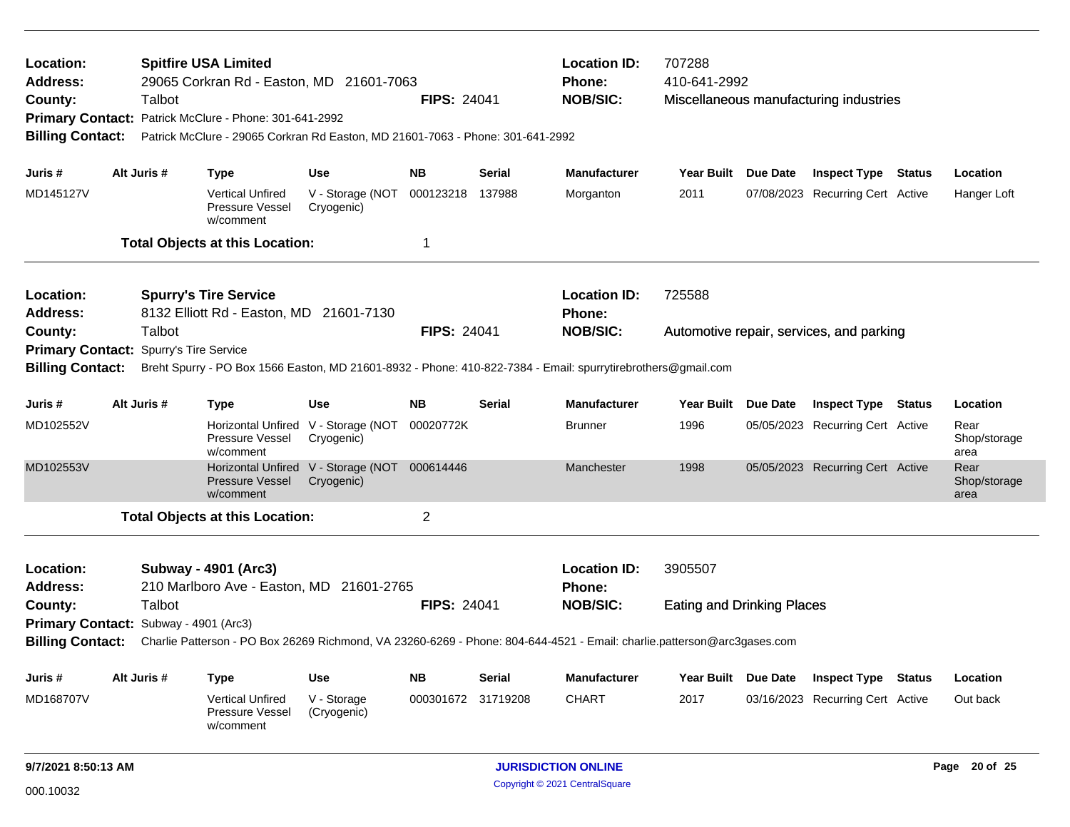**Location:** Spitfire USA Limited
**Address:** 29065 Corkran Rd - Easton, MD 21601-7063
**County:** Talbot
**FIPS:** 24041
**Location ID:** 707288
**Phone:** 410-641-2992
**NOB/SIC:** Miscellaneous manufacturing industries
**Primary Contact:** Patrick McClure - Phone: 301-641-2992
**Billing Contact:** Patrick McClure - 29065 Corkran Rd Easton, MD 21601-7063 - Phone: 301-641-2992

| Juris # | Alt Juris # | Type | Use | NB | Serial | Manufacturer | Year Built | Due Date | Inspect Type | Status | Location |
|---|---|---|---|---|---|---|---|---|---|---|---|
| MD145127V | | Vertical Unfired Pressure Vessel w/comment | V - Storage (NOT Cryogenic) | 000123218 | 137988 | Morganton | 2011 | 07/08/2023 | Recurring Cert | Active | Hanger Loft |

**Total Objects at this Location:** 1

---

**Location:** Spurry's Tire Service
**Address:** 8132 Elliott Rd - Easton, MD 21601-7130
**County:** Talbot
**FIPS:** 24041
**Location ID:** 725588
**Phone:**
**NOB/SIC:** Automotive repair, services, and parking
**Primary Contact:** Spurry's Tire Service
**Billing Contact:** Breht Spurry - PO Box 1566 Easton, MD 21601-8932 - Phone: 410-822-7384 - Email: spurrytirebrothers@gmail.com

| Juris # | Alt Juris # | Type | Use | NB | Serial | Manufacturer | Year Built | Due Date | Inspect Type | Status | Location |
|---|---|---|---|---|---|---|---|---|---|---|---|
| MD102552V | | Horizontal Unfired Pressure Vessel w/comment | V - Storage (NOT Cryogenic) | 00020772K | | Brunner | 1996 | 05/05/2023 | Recurring Cert | Active | Rear Shop/storage area |
| MD102553V | | Horizontal Unfired Pressure Vessel w/comment | V - Storage (NOT Cryogenic) | 000614446 | | Manchester | 1998 | 05/05/2023 | Recurring Cert | Active | Rear Shop/storage area |

**Total Objects at this Location:** 2

---

**Location:** Subway - 4901 (Arc3)
**Address:** 210 Marlboro Ave - Easton, MD 21601-2765
**County:** Talbot
**FIPS:** 24041
**Location ID:** 3905507
**Phone:**
**NOB/SIC:** Eating and Drinking Places
**Primary Contact:** Subway - 4901 (Arc3)
**Billing Contact:** Charlie Patterson - PO Box 26269 Richmond, VA 23260-6269 - Phone: 804-644-4521 - Email: charlie.patterson@arc3gases.com

| Juris # | Alt Juris # | Type | Use | NB | Serial | Manufacturer | Year Built | Due Date | Inspect Type | Status | Location |
|---|---|---|---|---|---|---|---|---|---|---|---|
| MD168707V | | Vertical Unfired Pressure Vessel w/comment | V - Storage (Cryogenic) | 000301672 | 31719208 | CHART | 2017 | 03/16/2023 | Recurring Cert | Active | Out back |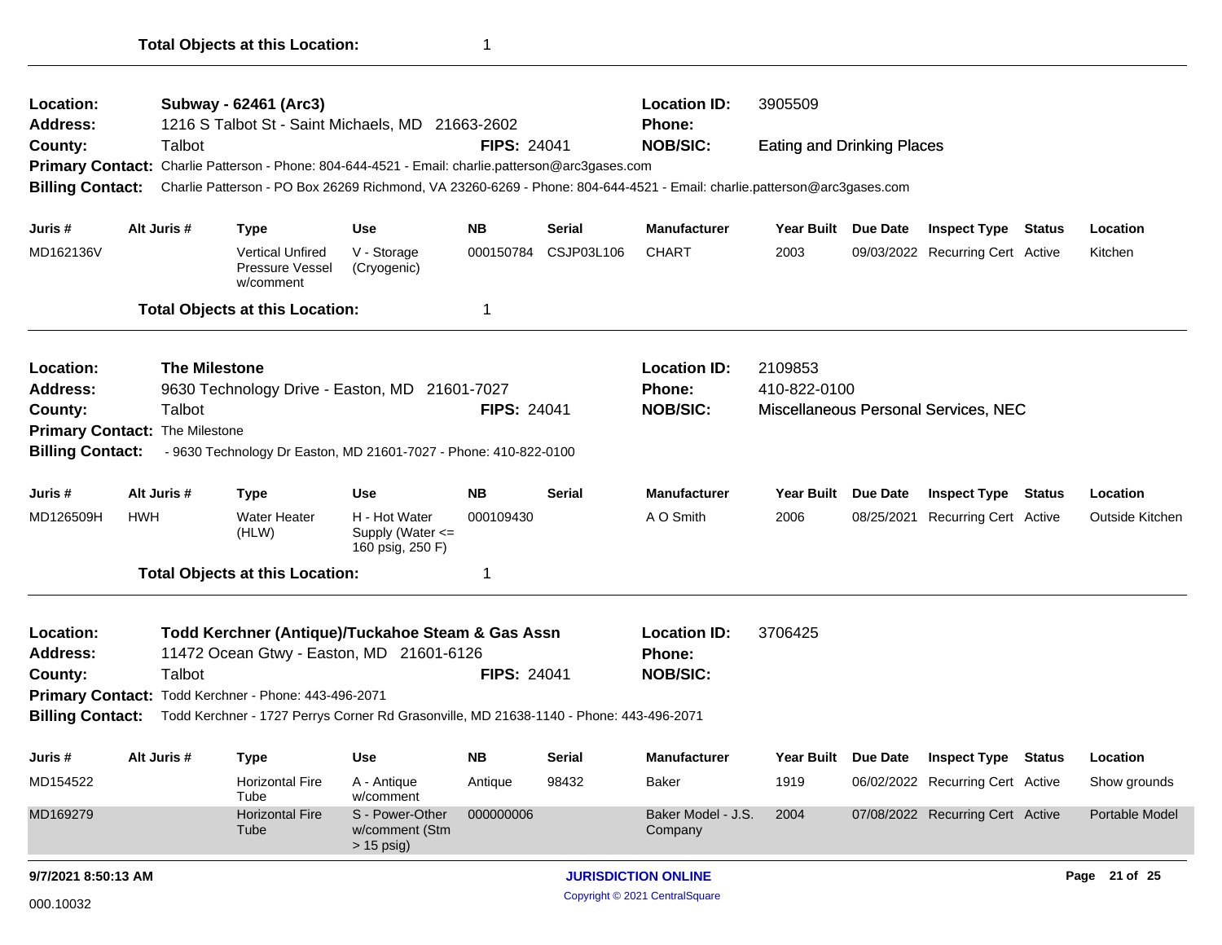**Total Objects at this Location:** 1

---

**Location:** Subway - 62461 (Arc3)
**Address:** 1216 S Talbot St - Saint Michaels, MD 21663-2602
**County:** Talbot
**FIPS:** 24041
**Location ID:** 3905509
**Phone:**
**NOB/SIC:** Eating and Drinking Places
**Primary Contact:** Charlie Patterson - Phone: 804-644-4521 - Email: charlie.patterson@arc3gases.com
**Billing Contact:** Charlie Patterson - PO Box 26269 Richmond, VA 23260-6269 - Phone: 804-644-4521 - Email: charlie.patterson@arc3gases.com

| Juris # | Alt Juris # | Type | Use | NB | Serial | Manufacturer | Year Built | Due Date | Inspect Type | Status | Location |
|---|---|---|---|---|---|---|---|---|---|---|---|
| MD162136V | | Vertical Unfired Pressure Vessel w/comment | V - Storage (Cryogenic) | 000150784 | CSJP03L106 | CHART | 2003 | 09/03/2022 | Recurring Cert | Active | Kitchen |

**Total Objects at this Location:** 1

---

**Location:** The Milestone
**Address:** 9630 Technology Drive - Easton, MD 21601-7027
**County:** Talbot
**FIPS:** 24041
**Location ID:** 2109853
**Phone:** 410-822-0100
**NOB/SIC:** Miscellaneous Personal Services, NEC
**Primary Contact:** The Milestone
**Billing Contact:** - 9630 Technology Dr Easton, MD 21601-7027 - Phone: 410-822-0100

| Juris # | Alt Juris # | Type | Use | NB | Serial | Manufacturer | Year Built | Due Date | Inspect Type | Status | Location |
|---|---|---|---|---|---|---|---|---|---|---|---|
| MD126509H | HWH | Water Heater (HLW) | H - Hot Water Supply (Water <= 160 psig, 250 F) | 000109430 | | A O Smith | 2006 | 08/25/2021 | Recurring Cert | Active | Outside Kitchen |

**Total Objects at this Location:** 1

---

**Location:** Todd Kerchner (Antique)/Tuckahoe Steam & Gas Assn
**Address:** 11472 Ocean Gtwy - Easton, MD 21601-6126
**County:** Talbot
**FIPS:** 24041
**Location ID:** 3706425
**Phone:**
**NOB/SIC:**
**Primary Contact:** Todd Kerchner - Phone: 443-496-2071
**Billing Contact:** Todd Kerchner - 1727 Perrys Corner Rd Grasonville, MD 21638-1140 - Phone: 443-496-2071

| Juris # | Alt Juris # | Type | Use | NB | Serial | Manufacturer | Year Built | Due Date | Inspect Type | Status | Location |
|---|---|---|---|---|---|---|---|---|---|---|---|
| MD154522 | | Horizontal Fire Tube | A - Antique w/comment | Antique | 98432 | Baker | 1919 | 06/02/2022 | Recurring Cert | Active | Show grounds |
| MD169279 | | Horizontal Fire Tube | S - Power-Other w/comment (Stm > 15 psig) | 000000006 | | Baker Model - J.S. Company | 2004 | 07/08/2022 | Recurring Cert | Active | Portable Model |

9/7/2021 8:50:13 AM

000.10032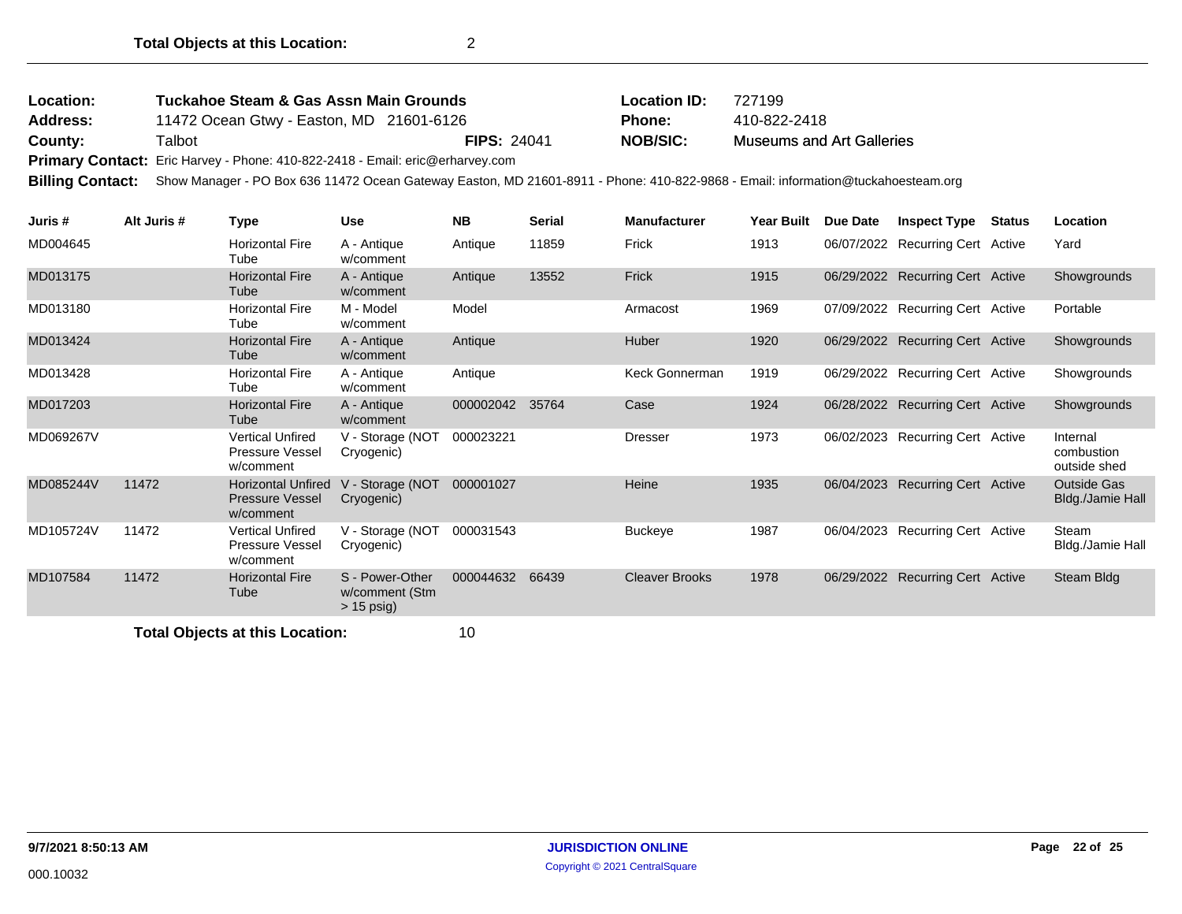**Total Objects at this Location:** 2

| | | | | | |
|---|---|---|---|---|---|
| **Location:** | **Tuckahoe Steam & Gas Assn Main Grounds** | | | **Location ID:** | 727199 |
| **Address:** | 11472 Ocean Gtwy - Easton, MD 21601-6126 | | | **Phone:** | 410-822-2418 |
| **County:** | Talbot | **FIPS:** 24041 | | **NOB/SIC:** | Museums and Art Galleries |

**Primary Contact:** Eric Harvey - Phone: 410-822-2418 - Email: eric@erharvey.com

**Billing Contact:** Show Manager - PO Box 636 11472 Ocean Gateway Easton, MD 21601-8911 - Phone: 410-822-9868 - Email: information@tuckahoesteam.org

| Juris # | Alt Juris # | Type | Use | NB | Serial | Manufacturer | Year Built | Due Date | Inspect Type | Status | Location |
|---|---|---|---|---|---|---|---|---|---|---|---|
| MD004645 | | Horizontal Fire Tube | A - Antique w/comment | Antique | 11859 | Frick | 1913 | 06/07/2022 | Recurring Cert | Active | Yard |
| MD013175 | | Horizontal Fire Tube | A - Antique w/comment | Antique | 13552 | Frick | 1915 | 06/29/2022 | Recurring Cert | Active | Showgrounds |
| MD013180 | | Horizontal Fire Tube | M - Model w/comment | Model | | Armacost | 1969 | 07/09/2022 | Recurring Cert | Active | Portable |
| MD013424 | | Horizontal Fire Tube | A - Antique w/comment | Antique | | Huber | 1920 | 06/29/2022 | Recurring Cert | Active | Showgrounds |
| MD013428 | | Horizontal Fire Tube | A - Antique w/comment | Antique | | Keck Gonnerman | 1919 | 06/29/2022 | Recurring Cert | Active | Showgrounds |
| MD017203 | | Horizontal Fire Tube | A - Antique w/comment | 000002042 | 35764 | Case | 1924 | 06/28/2022 | Recurring Cert | Active | Showgrounds |
| MD069267V | | Vertical Unfired Pressure Vessel w/comment | V - Storage (NOT Cryogenic) | 000023221 | | Dresser | 1973 | 06/02/2023 | Recurring Cert | Active | Internal combustion outside shed |
| MD085244V | 11472 | Horizontal Unfired Pressure Vessel w/comment | V - Storage (NOT Cryogenic) | 000001027 | | Heine | 1935 | 06/04/2023 | Recurring Cert | Active | Outside Gas Bldg./Jamie Hall |
| MD105724V | 11472 | Vertical Unfired Pressure Vessel w/comment | V - Storage (NOT Cryogenic) | 000031543 | | Buckeye | 1987 | 06/04/2023 | Recurring Cert | Active | Steam Bldg./Jamie Hall |
| MD107584 | 11472 | Horizontal Fire Tube | S - Power-Other w/comment (Stm > 15 psig) | 000044632 | 66439 | Cleaver Brooks | 1978 | 06/29/2022 | Recurring Cert | Active | Steam Bldg |

**Total Objects at this Location:** 10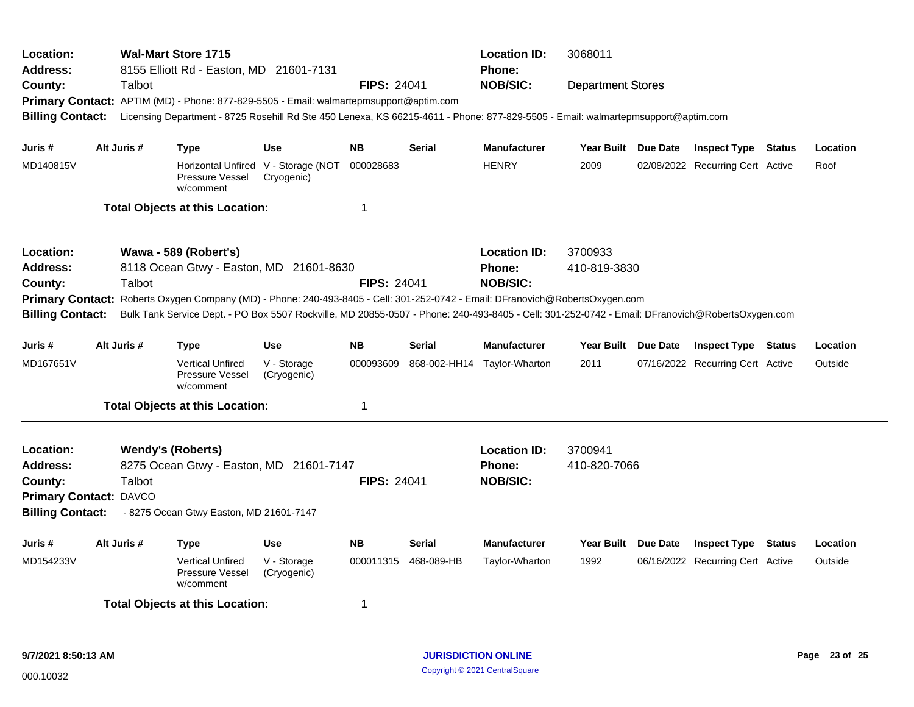**Location:** Wal-Mart Store 1715 | **Location ID:** 3068011
**Address:** 8155 Elliott Rd - Easton, MD 21601-7131 | **Phone:**
**County:** Talbot | **FIPS:** 24041 | **NOB/SIC:** Department Stores
**Primary Contact:** APTIM (MD) - Phone: 877-829-5505 - Email: walmartepmsupport@aptim.com
**Billing Contact:** Licensing Department - 8725 Rosehill Rd Ste 450 Lenexa, KS 66215-4611 - Phone: 877-829-5505 - Email: walmartepmsupport@aptim.com

| Juris # | Alt Juris # | Type | Use | NB | Serial | Manufacturer | Year Built | Due Date | Inspect Type | Status | Location |
|---|---|---|---|---|---|---|---|---|---|---|---|
| MD140815V | | Horizontal Unfired Pressure Vessel w/comment | V - Storage (NOT Cryogenic) | 000028683 | | HENRY | 2009 | 02/08/2022 | Recurring Cert | Active | Roof |

**Total Objects at this Location:** 1

---

**Location:** Wawa - 589 (Robert's) | **Location ID:** 3700933
**Address:** 8118 Ocean Gtwy - Easton, MD 21601-8630 | **Phone:** 410-819-3830
**County:** Talbot | **FIPS:** 24041 | **NOB/SIC:**
**Primary Contact:** Roberts Oxygen Company (MD) - Phone: 240-493-8405 - Cell: 301-252-0742 - Email: DFranovich@RobertsOxygen.com
**Billing Contact:** Bulk Tank Service Dept. - PO Box 5507 Rockville, MD 20855-0507 - Phone: 240-493-8405 - Cell: 301-252-0742 - Email: DFranovich@RobertsOxygen.com

| Juris # | Alt Juris # | Type | Use | NB | Serial | Manufacturer | Year Built | Due Date | Inspect Type | Status | Location |
|---|---|---|---|---|---|---|---|---|---|---|---|
| MD167651V | | Vertical Unfired Pressure Vessel w/comment | V - Storage (Cryogenic) | 000093609 | 868-002-HH14 | Taylor-Wharton | 2011 | 07/16/2022 | Recurring Cert | Active | Outside |

**Total Objects at this Location:** 1

---

**Location:** Wendy's (Roberts) | **Location ID:** 3700941
**Address:** 8275 Ocean Gtwy - Easton, MD 21601-7147 | **Phone:** 410-820-7066
**County:** Talbot | **FIPS:** 24041 | **NOB/SIC:**
**Primary Contact:** DAVCO
**Billing Contact:** - 8275 Ocean Gtwy Easton, MD 21601-7147

| Juris # | Alt Juris # | Type | Use | NB | Serial | Manufacturer | Year Built | Due Date | Inspect Type | Status | Location |
|---|---|---|---|---|---|---|---|---|---|---|---|
| MD154233V | | Vertical Unfired Pressure Vessel w/comment | V - Storage (Cryogenic) | 000011315 | 468-089-HB | Taylor-Wharton | 1992 | 06/16/2022 | Recurring Cert | Active | Outside |

**Total Objects at this Location:** 1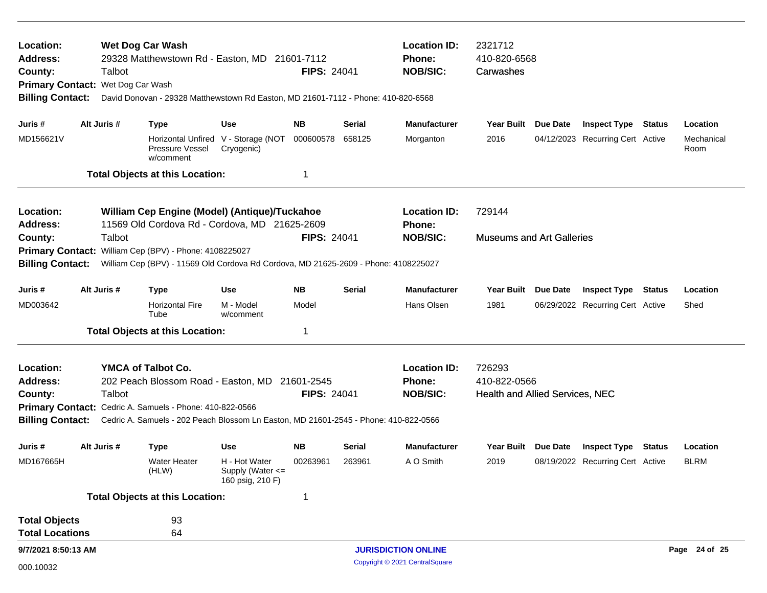**Location:** Wet Dog Car Wash | **Location ID:** 2321712
**Address:** 29328 Matthewstown Rd - Easton, MD 21601-7112 | **Phone:** 410-820-6568
**County:** Talbot | **FIPS:** 24041 | **NOB/SIC:** Carwashes
**Primary Contact:** Wet Dog Car Wash
**Billing Contact:** David Donovan - 29328 Matthewstown Rd Easton, MD 21601-7112 - Phone: 410-820-6568

| Juris # | Alt Juris # | Type | Use | NB | Serial | Manufacturer | Year Built | Due Date | Inspect Type | Status | Location |
|---|---|---|---|---|---|---|---|---|---|---|---|
| MD156621V | | Horizontal Unfired Pressure Vessel w/comment | V - Storage (NOT Cryogenic) | 000600578 | 658125 | Morganton | 2016 | 04/12/2023 | Recurring Cert | Active | Mechanical Room |

**Total Objects at this Location:** 1

---

**Location:** William Cep Engine (Model) (Antique)/Tuckahoe | **Location ID:** 729144
**Address:** 11569 Old Cordova Rd - Cordova, MD 21625-2609 | **Phone:**
**County:** Talbot | **FIPS:** 24041 | **NOB/SIC:** Museums and Art Galleries
**Primary Contact:** William Cep (BPV) - Phone: 4108225027
**Billing Contact:** William Cep (BPV) - 11569 Old Cordova Rd Cordova, MD 21625-2609 - Phone: 4108225027

| Juris # | Alt Juris # | Type | Use | NB | Serial | Manufacturer | Year Built | Due Date | Inspect Type | Status | Location |
|---|---|---|---|---|---|---|---|---|---|---|---|
| MD003642 | | Horizontal Fire Tube | M - Model w/comment | Model | | Hans Olsen | 1981 | 06/29/2022 | Recurring Cert | Active | Shed |

**Total Objects at this Location:** 1

---

**Location:** YMCA of Talbot Co. | **Location ID:** 726293
**Address:** 202 Peach Blossom Road - Easton, MD 21601-2545 | **Phone:** 410-822-0566
**County:** Talbot | **FIPS:** 24041 | **NOB/SIC:** Health and Allied Services, NEC
**Primary Contact:** Cedric A. Samuels - Phone: 410-822-0566
**Billing Contact:** Cedric A. Samuels - 202 Peach Blossom Ln Easton, MD 21601-2545 - Phone: 410-822-0566

| Juris # | Alt Juris # | Type | Use | NB | Serial | Manufacturer | Year Built | Due Date | Inspect Type | Status | Location |
|---|---|---|---|---|---|---|---|---|---|---|---|
| MD167665H | | Water Heater (HLW) | H - Hot Water Supply (Water <= 160 psig, 210 F) | 00263961 | 263961 | A O Smith | 2019 | 08/19/2022 | Recurring Cert | Active | BLRM |

**Total Objects at this Location:** 1

---

**Total Objects** 93
**Total Locations** 64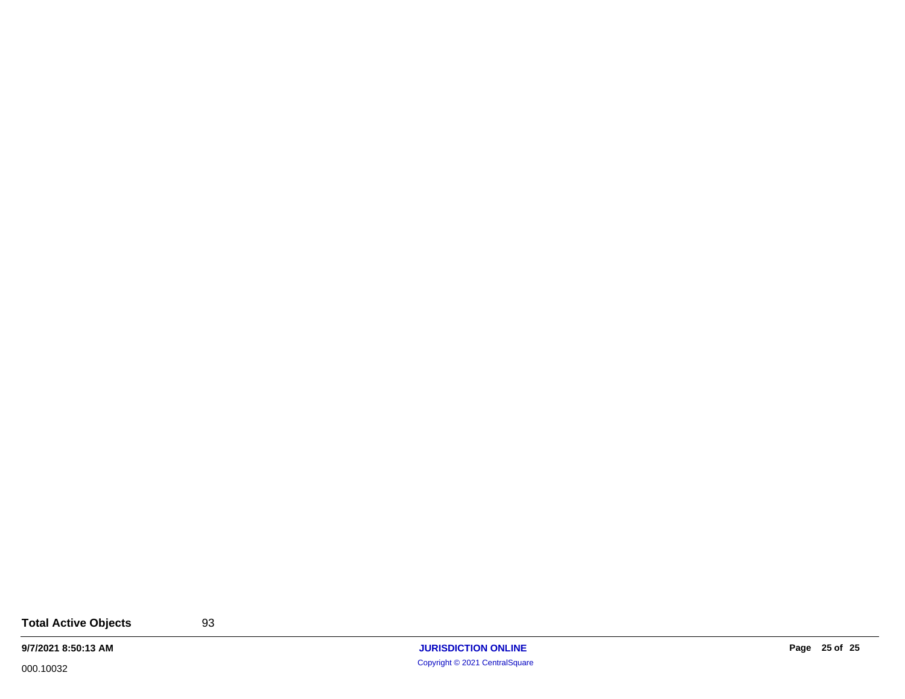**Total Active Objects** 93